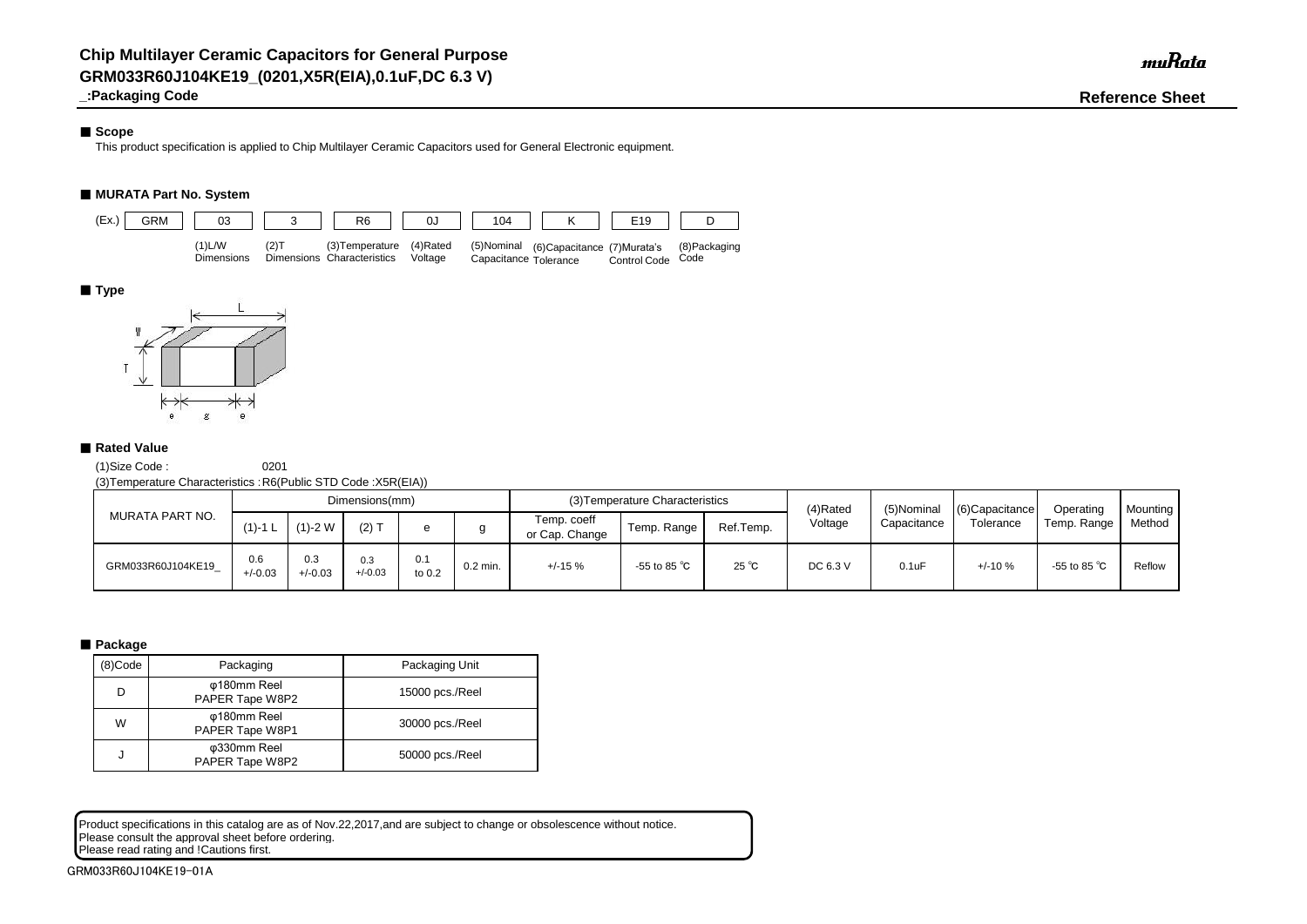# Chip Multilayer Ceramic Capacitors for General Purpose
# GRM033R60J104KE19_(0201,X5R(EIA),0.1uF,DC 6.3 V)

_:Packaging Code

**Reference Sheet**

## ■ Scope

This product specification is applied to Chip Multilayer Ceramic Capacitors used for General Electronic equipment.

## ■ MURATA Part No. System

| (Ex.) GRM | 03 | 3 | R6 | 0J | 104 | K | E19 | D |
|---|---|---|---|---|---|---|---|---|
| | (1)L/W Dimensions | (2)T Dimensions | (3)Temperature Characteristics | (4)Rated Voltage | (5)Nominal Capacitance | (6)Capacitance Tolerance | (7)Murata's Control Code | (8)Packaging Code |

## ■ Type

## ■ Rated Value

(1)Size Code : 0201

(3)Temperature Characteristics : R6(Public STD Code :X5R(EIA))

| MURATA PART NO. | Dimensions(mm) | | | | | (3)Temperature Characteristics | | | (4)Rated Voltage | (5)Nominal Capacitance | (6)Capacitance Tolerance | Operating Temp. Range | Mounting Method |
|---|---|---|---|---|---|---|---|---|---|---|---|---|---|
| | (1)-1 L | (1)-2 W | (2) T | e | g | Temp. coeff or Cap. Change | Temp. Range | Ref.Temp. | | | | | |
| GRM033R60J104KE19_ | 0.6 +/-0.03 | 0.3 +/-0.03 | 0.3 +/-0.03 | 0.1 to 0.2 | 0.2 min. | +/-15 % | -55 to 85 ℃ | 25 ℃ | DC 6.3 V | 0.1uF | +/-10 % | -55 to 85 ℃ | Reflow |

## ■ Package

| (8)Code | Packaging | Packaging Unit |
|---|---|---|
| D | φ180mm Reel PAPER Tape W8P2 | 15000 pcs./Reel |
| W | φ180mm Reel PAPER Tape W8P1 | 30000 pcs./Reel |
| J | φ330mm Reel PAPER Tape W8P2 | 50000 pcs./Reel |

Product specifications in this catalog are as of Nov.22,2017,and are subject to change or obsolescence without notice.
Please consult the approval sheet before ordering.
Please read rating and !Cautions first.

GRM033R60J104KE19-01A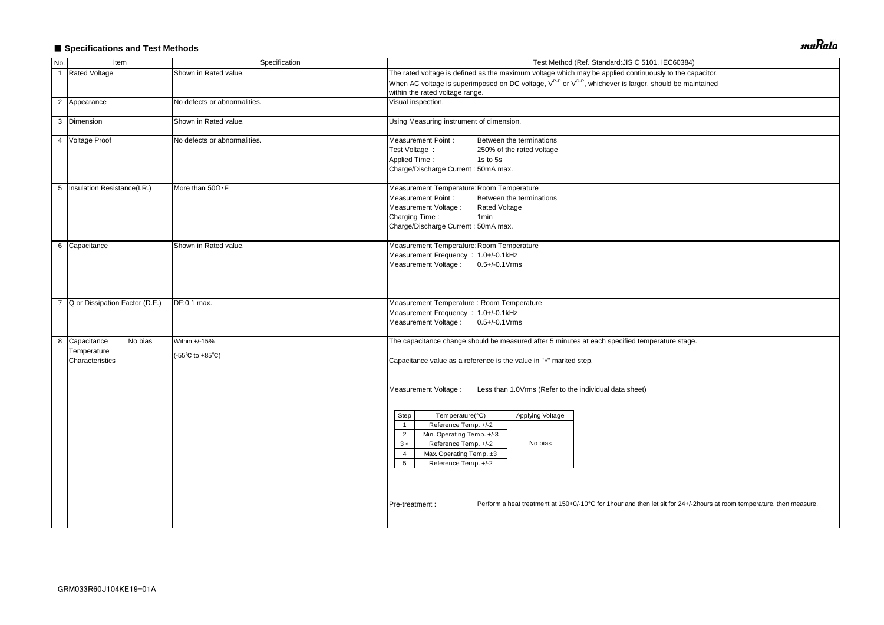## ■ Specifications and Test Methods

| No. | Item | | Specification | Test Method (Ref. Standard:JIS C 5101, IEC60384) |
|---|---|---|---|---|
| 1 | Rated Voltage | | Shown in Rated value. | The rated voltage is defined as the maximum voltage which may be applied continuously to the capacitor.<br>When AC voltage is superimposed on DC voltage, $V^{P-P}$ or $V^{O-P}$, whichever is larger, should be maintained within the rated voltage range. |
| 2 | Appearance | | No defects or abnormalities. | Visual inspection. |
| 3 | Dimension | | Shown in Rated value. | Using Measuring instrument of dimension. |
| 4 | Voltage Proof | | No defects or abnormalities. | Measurement Point : Between the terminations<br>Test Voltage : 250% of the rated voltage<br>Applied Time : 1s to 5s<br>Charge/Discharge Current : 50mA max. |
| 5 | Insulation Resistance(I.R.) | | More than 50Ω・F | Measurement Temperature:Room Temperature<br>Measurement Point : Between the terminations<br>Measurement Voltage : Rated Voltage<br>Charging Time : 1min<br>Charge/Discharge Current : 50mA max. |
| 6 | Capacitance | | Shown in Rated value. | Measurement Temperature:Room Temperature<br>Measurement Frequency : 1.0+/-0.1kHz<br>Measurement Voltage : 0.5+/-0.1Vrms |
| 7 | Q or Dissipation Factor (D.F.) | | DF:0.1 max. | Measurement Temperature : Room Temperature<br>Measurement Frequency : 1.0+/-0.1kHz<br>Measurement Voltage : 0.5+/-0.1Vrms |
| 8 | Capacitance Temperature Characteristics | No bias | Within +/-15%<br>(-55℃ to +85℃) | The capacitance change should be measured after 5 minutes at each specified temperature stage.<br>Capacitance value as a reference is the value in "*" marked step.<br>Measurement Voltage : Less than 1.0Vrms (Refer to the individual data sheet)<br>Pre-treatment : Perform a heat treatment at 150+0/-10°C for 1hour and then let sit for 24+/-2hours at room temperature, then measure. |

| Step | Temperature(°C) | Applying Voltage |
|---|---|---|
| 1 | Reference Temp. +/-2 | No bias |
| 2 | Min. Operating Temp. +/-3 | |
| 3 * | Reference Temp. +/-2 | |
| 4 | Max. Operating Temp. ±3 | |
| 5 | Reference Temp. +/-2 | |

GRM033R60J104KE19-01A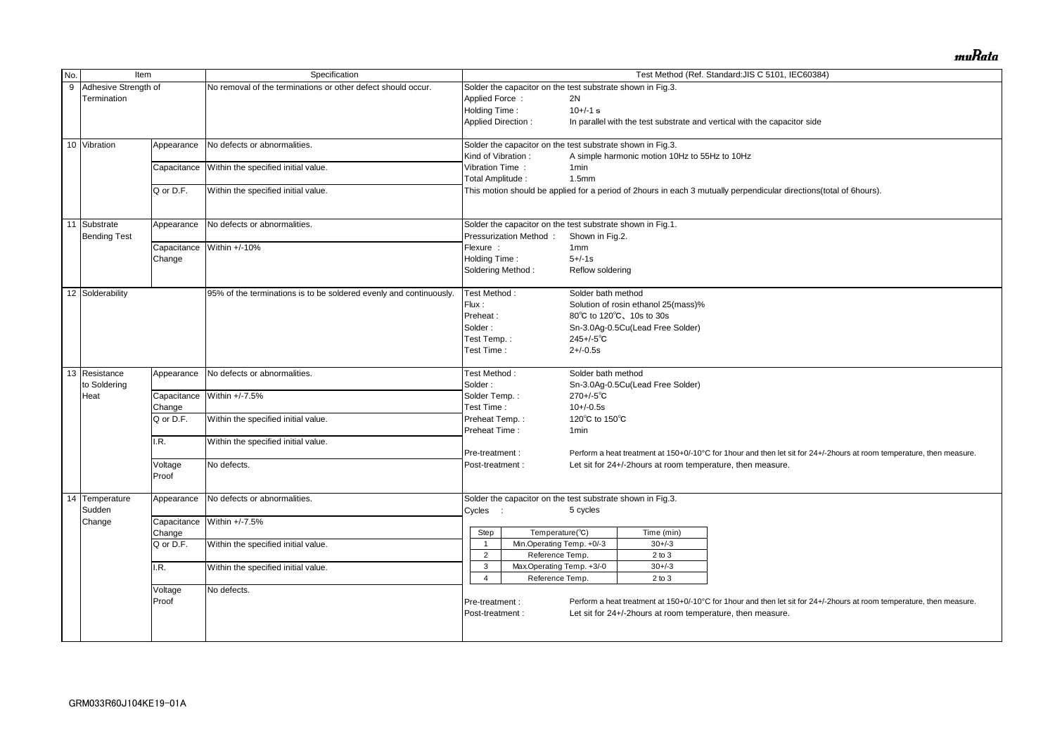| No. | Item | | Specification | Test Method (Ref. Standard:JIS C 5101, IEC60384) |
|---|---|---|---|---|
| 9 | Adhesive Strength of Termination | | No removal of the terminations or other defect should occur. | Solder the capacitor on the test substrate shown in Fig.3.<br>Applied Force : 2N<br>Holding Time : 10+/-1 s<br>Applied Direction : In parallel with the test substrate and vertical with the capacitor side |
| 10 | Vibration | Appearance | No defects or abnormalities. | Solder the capacitor on the test substrate shown in Fig.3.<br>Kind of Vibration : A simple harmonic motion 10Hz to 55Hz to 10Hz |
| | | Capacitance | Within the specified initial value. | Vibration Time : 1min<br>Total Amplitude : 1.5mm |
| | | Q or D.F. | Within the specified initial value. | This motion should be applied for a period of 2hours in each 3 mutually perpendicular directions(total of 6hours). |
| 11 | Substrate Bending Test | Appearance | No defects or abnormalities. | Solder the capacitor on the test substrate shown in Fig.1.<br>Pressurization Method : Shown in Fig.2. |
| | | Capacitance Change | Within +/-10% | Flexure : 1mm<br>Holding Time : 5+/-1s<br>Soldering Method : Reflow soldering |
| 12 | Solderability | | 95% of the terminations is to be soldered evenly and continuously. | Test Method : Solder bath method<br>Flux : Solution of rosin ethanol 25(mass)%<br>Preheat : 80℃ to 120℃、10s to 30s<br>Solder : Sn-3.0Ag-0.5Cu(Lead Free Solder)<br>Test Temp. : 245+/-5℃<br>Test Time : 2+/-0.5s |
| 13 | Resistance to Soldering Heat | Appearance | No defects or abnormalities. | Test Method : Solder bath method<br>Solder : Sn-3.0Ag-0.5Cu(Lead Free Solder) |
| | | Capacitance Change | Within +/-7.5% | Solder Temp. : 270+/-5℃<br>Test Time : 10+/-0.5s |
| | | Q or D.F. | Within the specified initial value. | Preheat Temp. : 120℃ to 150℃<br>Preheat Time : 1min |
| | | I.R. | Within the specified initial value. | Pre-treatment : Perform a heat treatment at 150+0/-10°C for 1hour and then let sit for 24+/-2hours at room temperature, then measure. |
| | | Voltage Proof | No defects. | Post-treatment : Let sit for 24+/-2hours at room temperature, then measure. |
| 14 | Temperature Sudden Change | Appearance | No defects or abnormalities. | Solder the capacitor on the test substrate shown in Fig.3.<br>Cycles : 5 cycles |
| | | Capacitance Change | Within +/-7.5% | Step 1: Min.Operating Temp. +0/-3, Time 30+/-3 (min) |
| | | Q or D.F. | Within the specified initial value. | Step 2: Reference Temp., Time 2 to 3 (min) |
| | | I.R. | Within the specified initial value. | Step 3: Max.Operating Temp. +3/-0, Time 30+/-3 (min)<br>Step 4: Reference Temp., Time 2 to 3 (min) |
| | | Voltage Proof | No defects. | Pre-treatment : Perform a heat treatment at 150+0/-10°C for 1hour and then let sit for 24+/-2hours at room temperature, then measure.<br>Post-treatment : Let sit for 24+/-2hours at room temperature, then measure. |

| Step | Temperature(℃) | Time (min) |
|---|---|---|
| 1 | Min.Operating Temp. +0/-3 | 30+/-3 |
| 2 | Reference Temp. | 2 to 3 |
| 3 | Max.Operating Temp. +3/-0 | 30+/-3 |
| 4 | Reference Temp. | 2 to 3 |

GRM033R60J104KE19-01A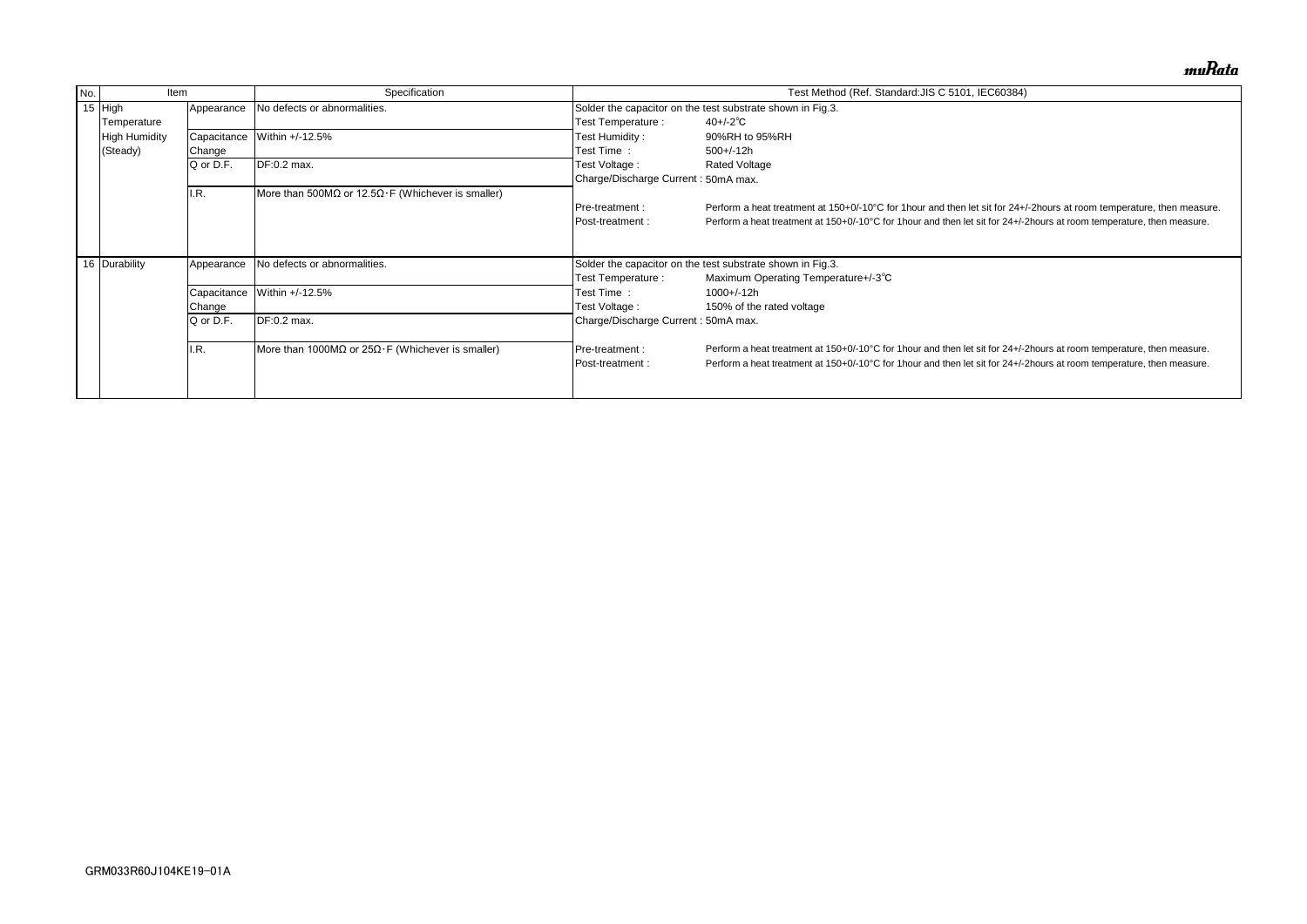| No. | Item | | Specification | Test Method (Ref. Standard:JIS C 5101, IEC60384) |
|---|---|---|---|---|
| 15 | High Temperature High Humidity (Steady) | Appearance | No defects or abnormalities. | Solder the capacitor on the test substrate shown in Fig.3.<br>Test Temperature : 40+/-2℃<br>Test Humidity : 90%RH to 95%RH<br>Test Time : 500+/-12h<br>Test Voltage : Rated Voltage<br>Charge/Discharge Current : 50mA max.<br><br>Pre-treatment : Perform a heat treatment at 150+0/-10°C for 1hour and then let sit for 24+/-2hours at room temperature, then measure.<br>Post-treatment : Perform a heat treatment at 150+0/-10°C for 1hour and then let sit for 24+/-2hours at room temperature, then measure. |
| | | Capacitance Change | Within +/-12.5% | |
| | | Q or D.F. | DF:0.2 max. | |
| | | I.R. | More than 500MΩ or 12.5Ω･F (Whichever is smaller) | |
| 16 | Durability | Appearance | No defects or abnormalities. | Solder the capacitor on the test substrate shown in Fig.3.<br>Test Temperature : Maximum Operating Temperature+/-3℃<br>Test Time : 1000+/-12h<br>Test Voltage : 150% of the rated voltage<br>Charge/Discharge Current : 50mA max.<br><br>Pre-treatment : Perform a heat treatment at 150+0/-10°C for 1hour and then let sit for 24+/-2hours at room temperature, then measure.<br>Post-treatment : Perform a heat treatment at 150+0/-10°C for 1hour and then let sit for 24+/-2hours at room temperature, then measure. |
| | | Capacitance Change | Within +/-12.5% | |
| | | Q or D.F. | DF:0.2 max. | |
| | | I.R. | More than 1000MΩ or 25Ω･F (Whichever is smaller) | |

GRM033R60J104KE19-01A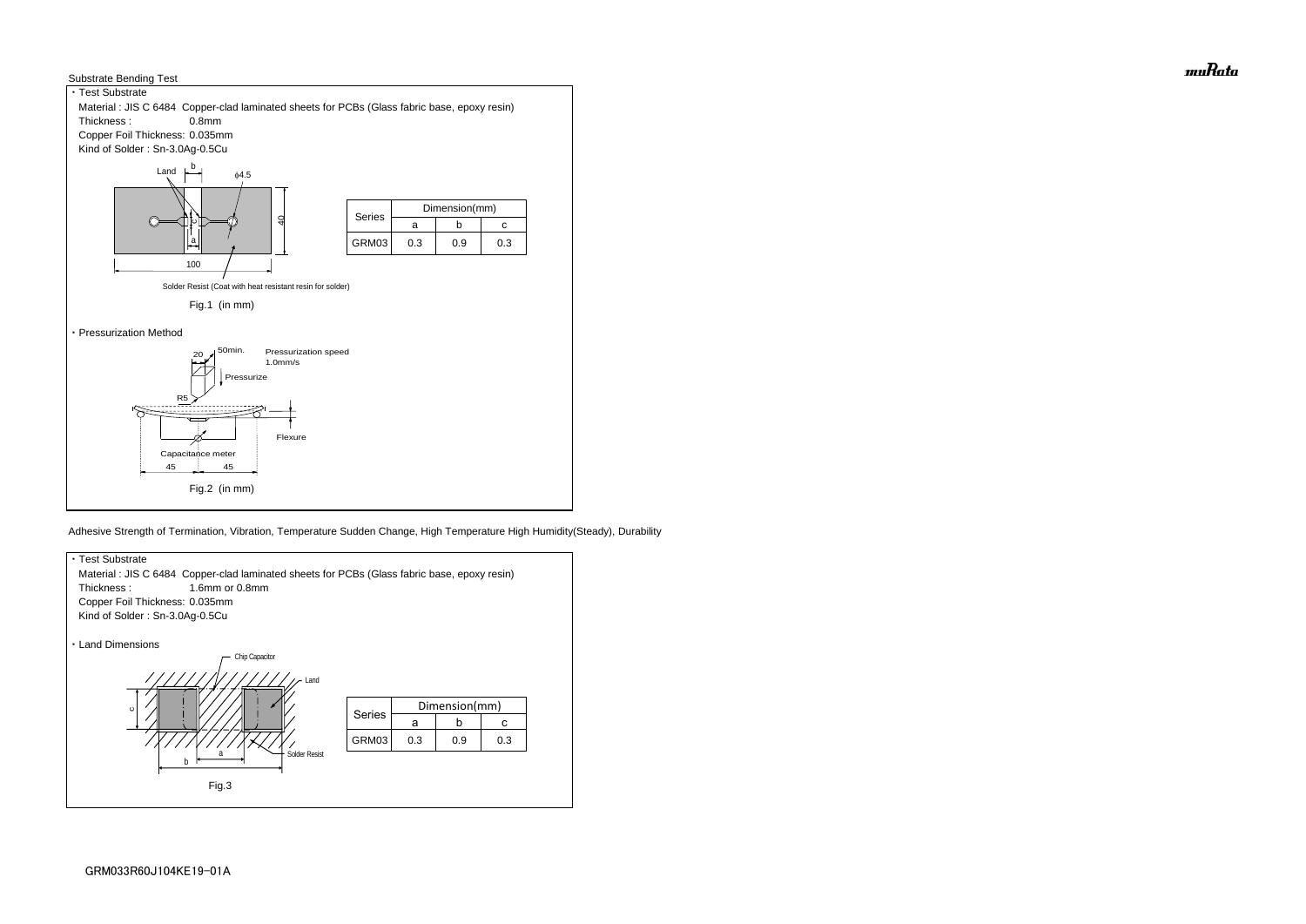Substrate Bending Test

・Test Substrate

Material : JIS C 6484 Copper-clad laminated sheets for PCBs (Glass fabric base, epoxy resin)

Thickness : 0.8mm

Copper Foil Thickness: 0.035mm

Kind of Solder : Sn-3.0Ag-0.5Cu

| Series | Dimension(mm) | | |
|---|---|---|---|
| | a | b | c |
| GRM03 | 0.3 | 0.9 | 0.3 |

Solder Resist (Coat with heat resistant resin for solder)

Fig.1 (in mm)

・Pressurization Method

Pressurization speed 1.0mm/s

Fig.2 (in mm)

Adhesive Strength of Termination, Vibration, Temperature Sudden Change, High Temperature High Humidity(Steady), Durability

・Test Substrate

Material : JIS C 6484 Copper-clad laminated sheets for PCBs (Glass fabric base, epoxy resin)

Thickness : 1.6mm or 0.8mm

Copper Foil Thickness: 0.035mm

Kind of Solder : Sn-3.0Ag-0.5Cu

・Land Dimensions

| Series | Dimension(mm) | | |
|---|---|---|---|
| | a | b | c |
| GRM03 | 0.3 | 0.9 | 0.3 |

Fig.3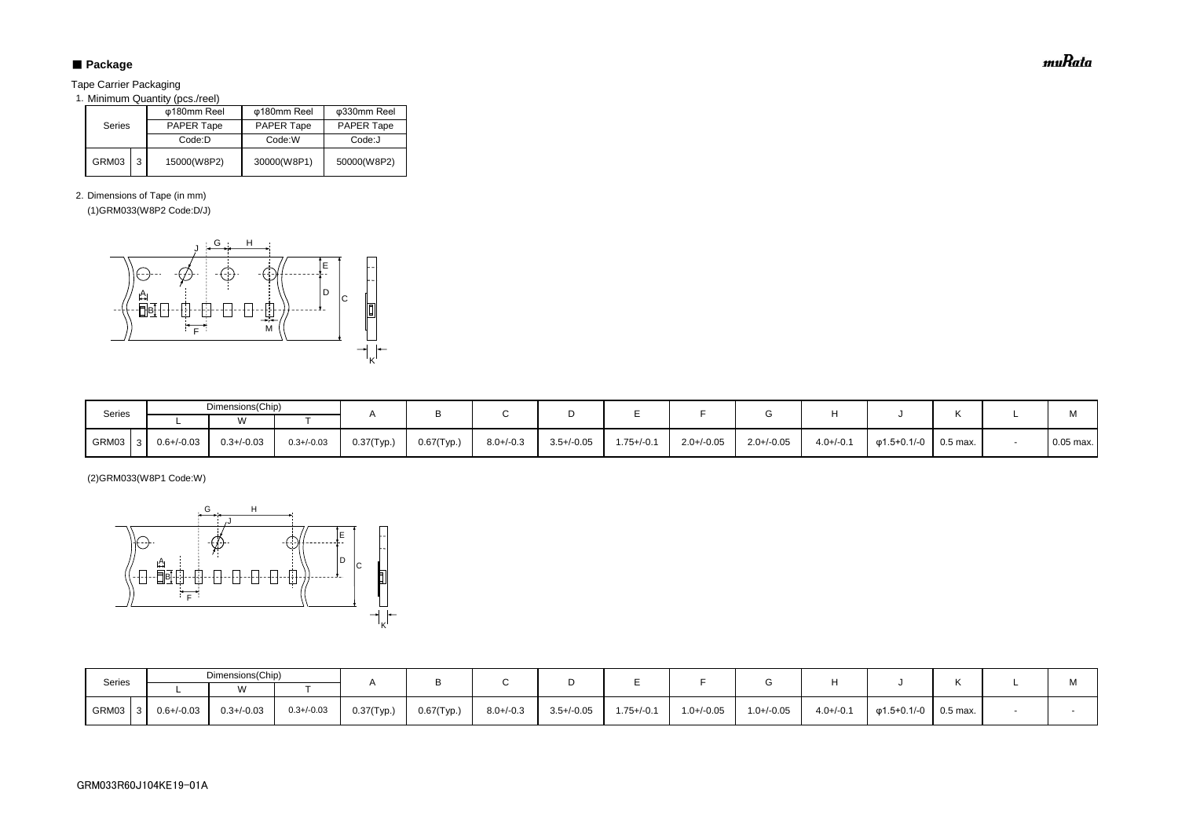## ■ Package

Tape Carrier Packaging

1. Minimum Quantity (pcs./reel)

| Series | | φ180mm Reel PAPER Tape Code:D | φ180mm Reel PAPER Tape Code:W | φ330mm Reel PAPER Tape Code:J |
|---|---|---|---|---|
| GRM03 | 3 | 15000(W8P2) | 30000(W8P1) | 50000(W8P2) |

2. Dimensions of Tape (in mm)

(1)GRM033(W8P2 Code:D/J)

| Series | | Dimensions(Chip) | | | A | B | C | D | E | F | G | H | J | K | L | M |
|---|---|---|---|---|---|---|---|---|---|---|---|---|---|---|---|---|
| | | L | W | T | | | | | | | | | | | | |
| GRM03 | 3 | 0.6+/-0.03 | 0.3+/-0.03 | 0.3+/-0.03 | 0.37(Typ.) | 0.67(Typ.) | 8.0+/-0.3 | 3.5+/-0.05 | 1.75+/-0.1 | 2.0+/-0.05 | 2.0+/-0.05 | 4.0+/-0.1 | φ1.5+0.1/-0 | 0.5 max. | - | 0.05 max. |

(2)GRM033(W8P1 Code:W)

| Series | | Dimensions(Chip) | | | A | B | C | D | E | F | G | H | J | K | L | M |
|---|---|---|---|---|---|---|---|---|---|---|---|---|---|---|---|---|
| | | L | W | T | | | | | | | | | | | | |
| GRM03 | 3 | 0.6+/-0.03 | 0.3+/-0.03 | 0.3+/-0.03 | 0.37(Typ.) | 0.67(Typ.) | 8.0+/-0.3 | 3.5+/-0.05 | 1.75+/-0.1 | 1.0+/-0.05 | 1.0+/-0.05 | 4.0+/-0.1 | φ1.5+0.1/-0 | 0.5 max. | - | - |

GRM033R60J104KE19-01A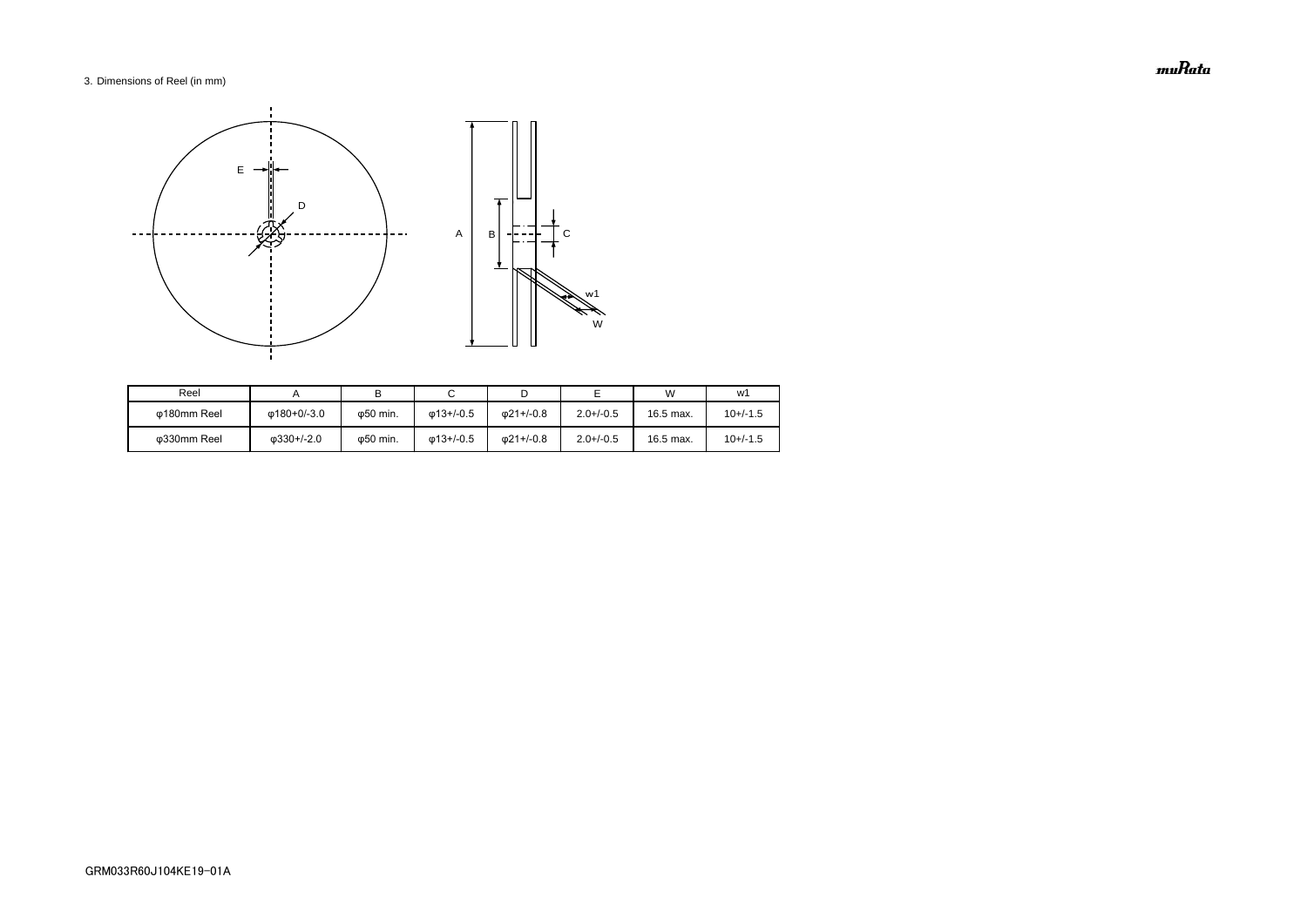3. Dimensions of Reel (in mm)

| Reel | A | B | C | D | E | W | w1 |
|---|---|---|---|---|---|---|---|
| φ180mm Reel | φ180+0/-3.0 | φ50 min. | φ13+/-0.5 | φ21+/-0.8 | 2.0+/-0.5 | 16.5 max. | 10+/-1.5 |
| φ330mm Reel | φ330+/-2.0 | φ50 min. | φ13+/-0.5 | φ21+/-0.8 | 2.0+/-0.5 | 16.5 max. | 10+/-1.5 |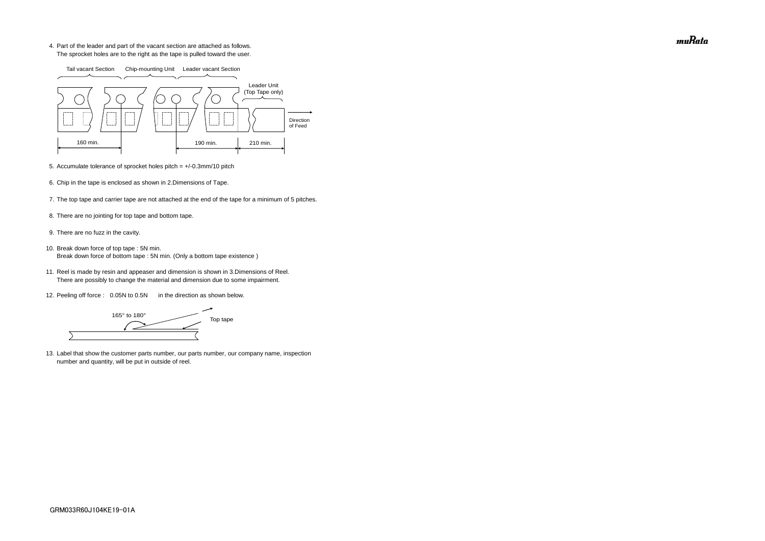4. Part of the leader and part of the vacant section are attached as follows.
   The sprocket holes are to the right as the tape is pulled toward the user.

Tail vacant Section　Chip-mounting Unit　Leader vacant Section

Leader Unit (Top Tape only)

Direction of Feed

160 min.　190 min.　210 min.

5. Accumulate tolerance of sprocket holes pitch = +/-0.3mm/10 pitch

6. Chip in the tape is enclosed as shown in 2.Dimensions of Tape.

7. The top tape and carrier tape are not attached at the end of the tape for a minimum of 5 pitches.

8. There are no jointing for top tape and bottom tape.

9. There are no fuzz in the cavity.

10. Break down force of top tape : 5N min.
    Break down force of bottom tape : 5N min. (Only a bottom tape existence )

11. Reel is made by resin and appeaser and dimension is shown in 3.Dimensions of Reel.
    There are possibly to change the material and dimension due to some impairment.

12. Peeling off force : 0.05N to 0.5N　in the direction as shown below.

165° to 180°　Top tape

13. Label that show the customer parts number, our parts number, our company name, inspection number and quantity, will be put in outside of reel.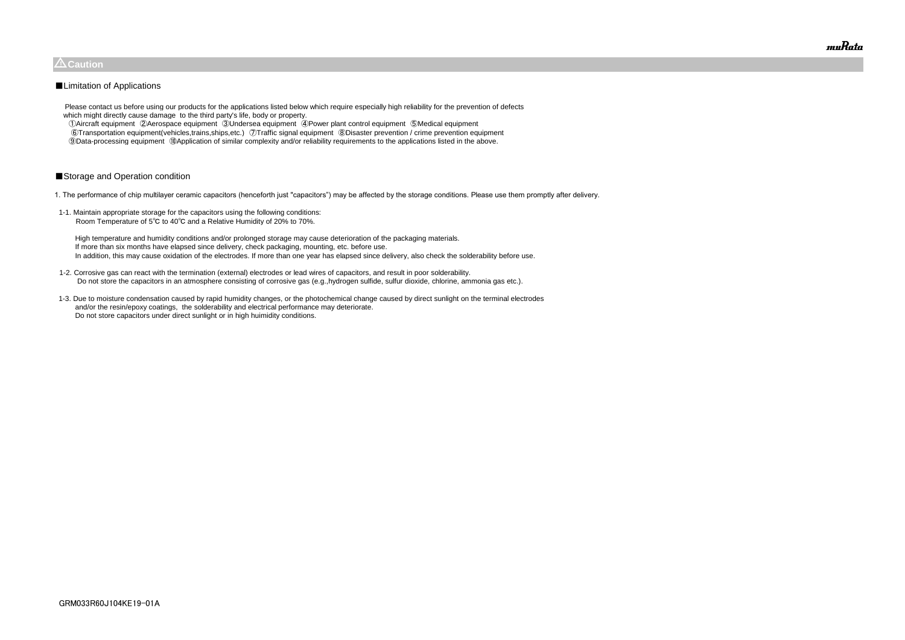## ⚠Caution

■Limitation of Applications

Please contact us before using our products for the applications listed below which require especially high reliability for the prevention of defects which might directly cause damage to the third party's life, body or property.
①Aircraft equipment ②Aerospace equipment ③Undersea equipment ④Power plant control equipment ⑤Medical equipment
⑥Transportation equipment(vehicles,trains,ships,etc.) ⑦Traffic signal equipment ⑧Disaster prevention / crime prevention equipment
⑨Data-processing equipment ⑩Application of similar complexity and/or reliability requirements to the applications listed in the above.

■Storage and Operation condition

1. The performance of chip multilayer ceramic capacitors (henceforth just "capacitors") may be affected by the storage conditions. Please use them promptly after delivery.

1-1. Maintain appropriate storage for the capacitors using the following conditions:
Room Temperature of 5℃ to 40℃ and a Relative Humidity of 20% to 70%.

High temperature and humidity conditions and/or prolonged storage may cause deterioration of the packaging materials.
If more than six months have elapsed since delivery, check packaging, mounting, etc. before use.
In addition, this may cause oxidation of the electrodes. If more than one year has elapsed since delivery, also check the solderability before use.

1-2. Corrosive gas can react with the termination (external) electrodes or lead wires of capacitors, and result in poor solderability.
Do not store the capacitors in an atmosphere consisting of corrosive gas (e.g.,hydrogen sulfide, sulfur dioxide, chlorine, ammonia gas etc.).

1-3. Due to moisture condensation caused by rapid humidity changes, or the photochemical change caused by direct sunlight on the terminal electrodes and/or the resin/epoxy coatings, the solderability and electrical performance may deteriorate.
Do not store capacitors under direct sunlight or in high huimidity conditions.

GRM033R60J104KE19-01A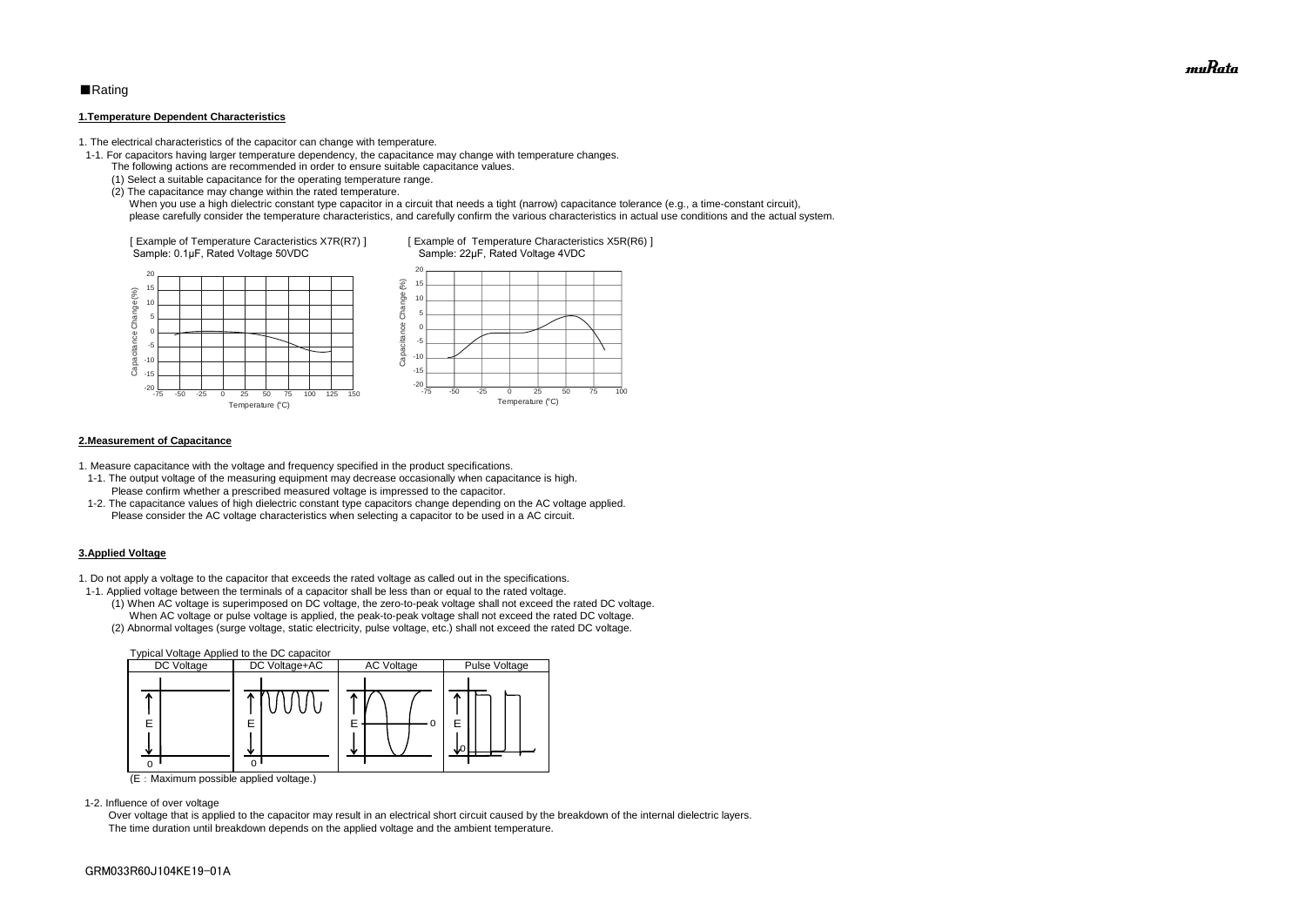■Rating

**1.Temperature Dependent Characteristics**

1. The electrical characteristics of the capacitor can change with temperature.
  1-1. For capacitors having larger temperature dependency, the capacitance may change with temperature changes.
    The following actions are recommended in order to ensure suitable capacitance values.
    (1) Select a suitable capacitance for the operating temperature range.
    (2) The capacitance may change within the rated temperature.
      When you use a high dielectric constant type capacitor in a circuit that needs a tight (narrow) capacitance tolerance (e.g., a time-constant circuit), please carefully consider the temperature characteristics, and carefully confirm the various characteristics in actual use conditions and the actual system.

[ Example of Temperature Caracteristics X7R(R7) ]
Sample: 0.1μF, Rated Voltage 50VDC

[ Example of Temperature Characteristics X5R(R6) ]
Sample: 22μF, Rated Voltage 4VDC

**2.Measurement of Capacitance**

1. Measure capacitance with the voltage and frequency specified in the product specifications.
  1-1. The output voltage of the measuring equipment may decrease occasionally when capacitance is high.
    Please confirm whether a prescribed measured voltage is impressed to the capacitor.
  1-2. The capacitance values of high dielectric constant type capacitors change depending on the AC voltage applied.
    Please consider the AC voltage characteristics when selecting a capacitor to be used in a AC circuit.

**3.Applied Voltage**

1. Do not apply a voltage to the capacitor that exceeds the rated voltage as called out in the specifications.
  1-1. Applied voltage between the terminals of a capacitor shall be less than or equal to the rated voltage.
    (1) When AC voltage is superimposed on DC voltage, the zero-to-peak voltage shall not exceed the rated DC voltage.
      When AC voltage or pulse voltage is applied, the peak-to-peak voltage shall not exceed the rated DC voltage.
    (2) Abnormal voltages (surge voltage, static electricity, pulse voltage, etc.) shall not exceed the rated DC voltage.

Typical Voltage Applied to the DC capacitor

| DC Voltage | DC Voltage+AC | AC Voltage | Pulse Voltage |
|---|---|---|---|
| E | E | E | E |

(E：Maximum possible applied voltage.)

  1-2. Influence of over voltage
    Over voltage that is applied to the capacitor may result in an electrical short circuit caused by the breakdown of the internal dielectric layers.
    The time duration until breakdown depends on the applied voltage and the ambient temperature.

GRM033R60J104KE19-01A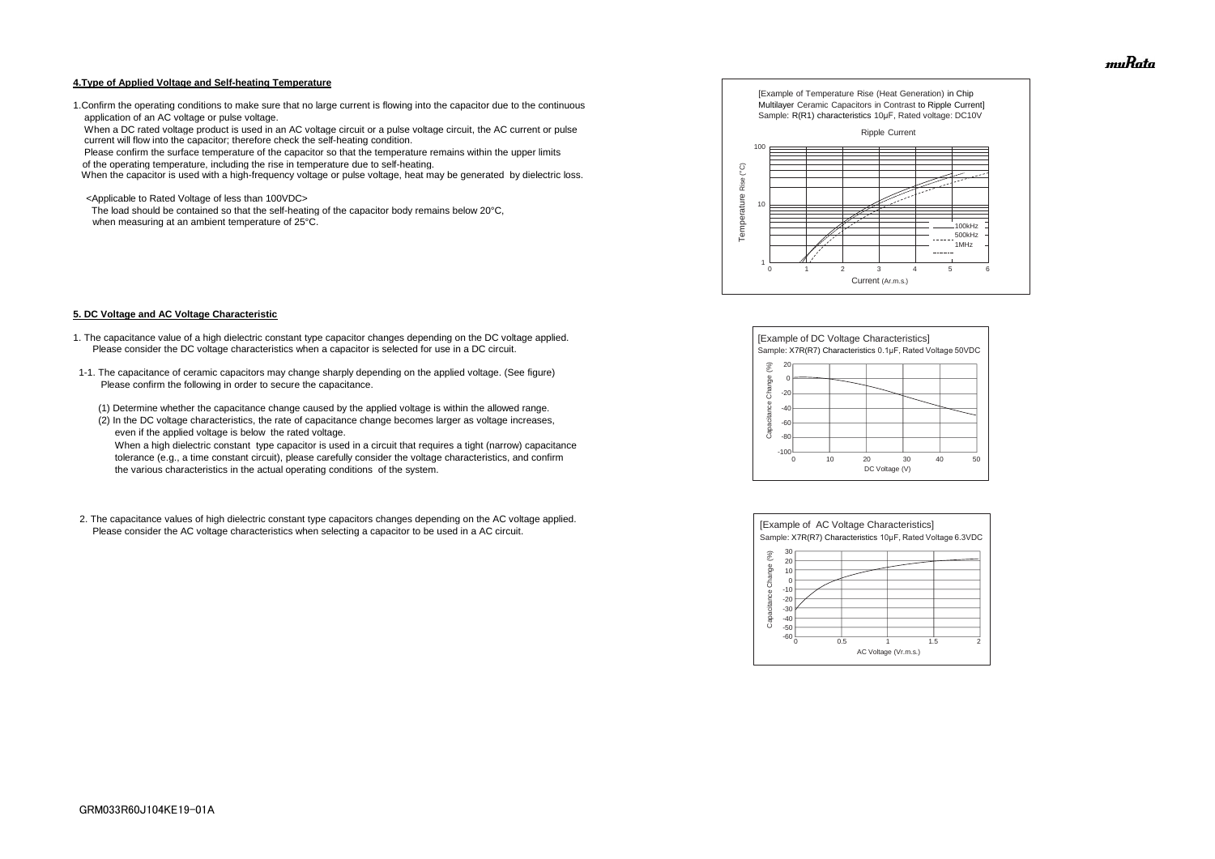## 4.Type of Applied Voltage and Self-heating Temperature

1.Confirm the operating conditions to make sure that no large current is flowing into the capacitor due to the continuous application of an AC voltage or pulse voltage.
When a DC rated voltage product is used in an AC voltage circuit or a pulse voltage circuit, the AC current or pulse current will flow into the capacitor; therefore check the self-heating condition.
Please confirm the surface temperature of the capacitor so that the temperature remains within the upper limits of the operating temperature, including the rise in temperature due to self-heating.
When the capacitor is used with a high-frequency voltage or pulse voltage, heat may be generated by dielectric loss.

<Applicable to Rated Voltage of less than 100VDC>
The load should be contained so that the self-heating of the capacitor body remains below 20°C, when measuring at an ambient temperature of 25°C.

[Example of Temperature Rise (Heat Generation) in Chip Multilayer Ceramic Capacitors in Contrast to Ripple Current]
Sample: R(R1) characteristics 10μF, Rated voltage: DC10V

Ripple Current

Temperature Rise (°C) / Current (Ar.m.s.) — 100kHz, 500kHz, 1MHz

## 5. DC Voltage and AC Voltage Characteristic

1. The capacitance value of a high dielectric constant type capacitor changes depending on the DC voltage applied. Please consider the DC voltage characteristics when a capacitor is selected for use in a DC circuit.

1-1. The capacitance of ceramic capacitors may change sharply depending on the applied voltage. (See figure) Please confirm the following in order to secure the capacitance.

(1) Determine whether the capacitance change caused by the applied voltage is within the allowed range.
(2) In the DC voltage characteristics, the rate of capacitance change becomes larger as voltage increases, even if the applied voltage is below the rated voltage.
When a high dielectric constant type capacitor is used in a circuit that requires a tight (narrow) capacitance tolerance (e.g., a time constant circuit), please carefully consider the voltage characteristics, and confirm the various characteristics in the actual operating conditions of the system.

[Example of DC Voltage Characteristics]
Sample: X7R(R7) Characteristics 0.1μF, Rated Voltage 50VDC

Capacitance Change (%) / DC Voltage (V)

2. The capacitance values of high dielectric constant type capacitors changes depending on the AC voltage applied. Please consider the AC voltage characteristics when selecting a capacitor to be used in a AC circuit.

[Example of AC Voltage Characteristics]
Sample: X7R(R7) Characteristics 10μF, Rated Voltage 6.3VDC

Capacitance Change (%) / AC Voltage (Vr.m.s.)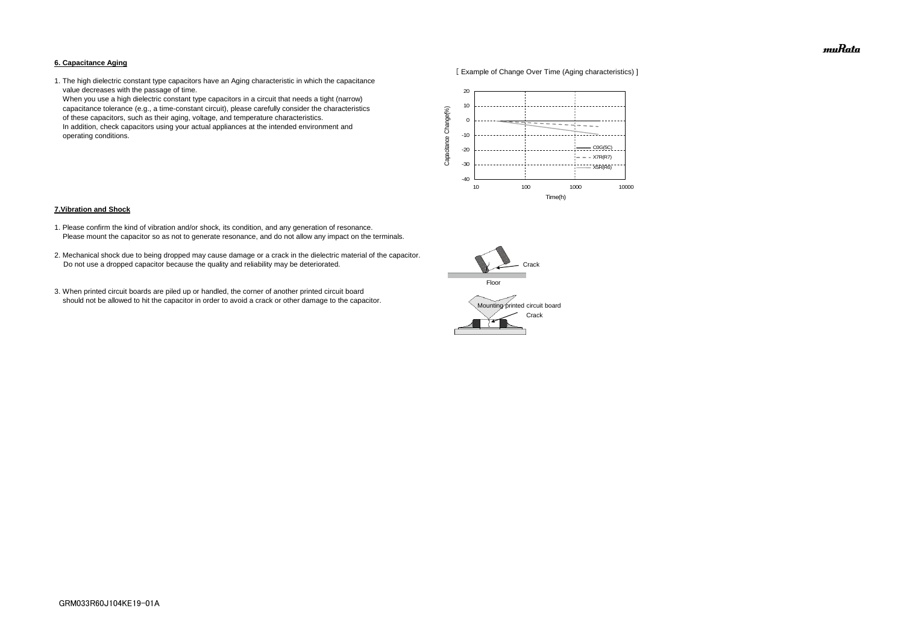## 6. Capacitance Aging

1. The high dielectric constant type capacitors have an Aging characteristic in which the capacitance value decreases with the passage of time.
   When you use a high dielectric constant type capacitors in a circuit that needs a tight (narrow) capacitance tolerance (e.g., a time-constant circuit), please carefully consider the characteristics of these capacitors, such as their aging, voltage, and temperature characteristics.
   In addition, check capacitors using your actual appliances at the intended environment and operating conditions.

[ Example of Change Over Time (Aging characteristics) ]

## 7.Vibration and Shock

1. Please confirm the kind of vibration and/or shock, its condition, and any generation of resonance.
   Please mount the capacitor so as not to generate resonance, and do not allow any impact on the terminals.

2. Mechanical shock due to being dropped may cause damage or a crack in the dielectric material of the capacitor.
   Do not use a dropped capacitor because the quality and reliability may be deteriorated.

3. When printed circuit boards are piled up or handled, the corner of another printed circuit board should not be allowed to hit the capacitor in order to avoid a crack or other damage to the capacitor.

GRM033R60J104KE19-01A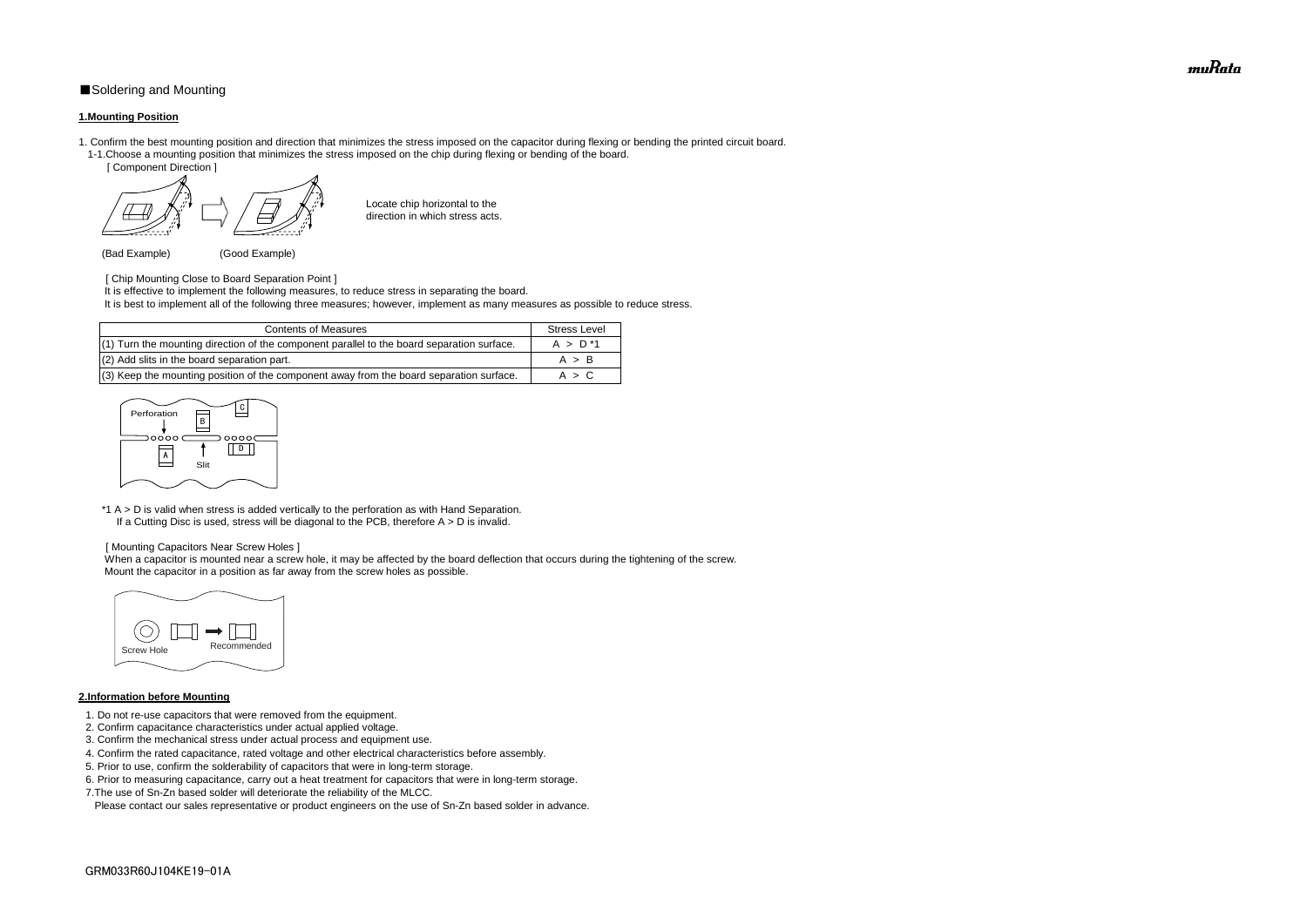■Soldering and Mounting

**1.Mounting Position**

1. Confirm the best mounting position and direction that minimizes the stress imposed on the capacitor during flexing or bending the printed circuit board.
   1-1.Choose a mounting position that minimizes the stress imposed on the chip during flexing or bending of the board.

[ Component Direction ]

Locate chip horizontal to the direction in which stress acts.

(Bad Example) (Good Example)

[ Chip Mounting Close to Board Separation Point ]

It is effective to implement the following measures, to reduce stress in separating the board.

It is best to implement all of the following three measures; however, implement as many measures as possible to reduce stress.

| Contents of Measures | Stress Level |
|---|---|
| (1) Turn the mounting direction of the component parallel to the board separation surface. | A > D *1 |
| (2) Add slits in the board separation part. | A > B |
| (3) Keep the mounting position of the component away from the board separation surface. | A > C |

Perforation, Slit, A, B, C, D

*1 A > D is valid when stress is added vertically to the perforation as with Hand Separation.
If a Cutting Disc is used, stress will be diagonal to the PCB, therefore A > D is invalid.

[ Mounting Capacitors Near Screw Holes ]

When a capacitor is mounted near a screw hole, it may be affected by the board deflection that occurs during the tightening of the screw.
Mount the capacitor in a position as far away from the screw holes as possible.

Screw Hole, Recommended

**2.Information before Mounting**

1. Do not re-use capacitors that were removed from the equipment.
2. Confirm capacitance characteristics under actual applied voltage.
3. Confirm the mechanical stress under actual process and equipment use.
4. Confirm the rated capacitance, rated voltage and other electrical characteristics before assembly.
5. Prior to use, confirm the solderability of capacitors that were in long-term storage.
6. Prior to measuring capacitance, carry out a heat treatment for capacitors that were in long-term storage.
7. The use of Sn-Zn based solder will deteriorate the reliability of the MLCC.
   Please contact our sales representative or product engineers on the use of Sn-Zn based solder in advance.

GRM033R60J104KE19-01A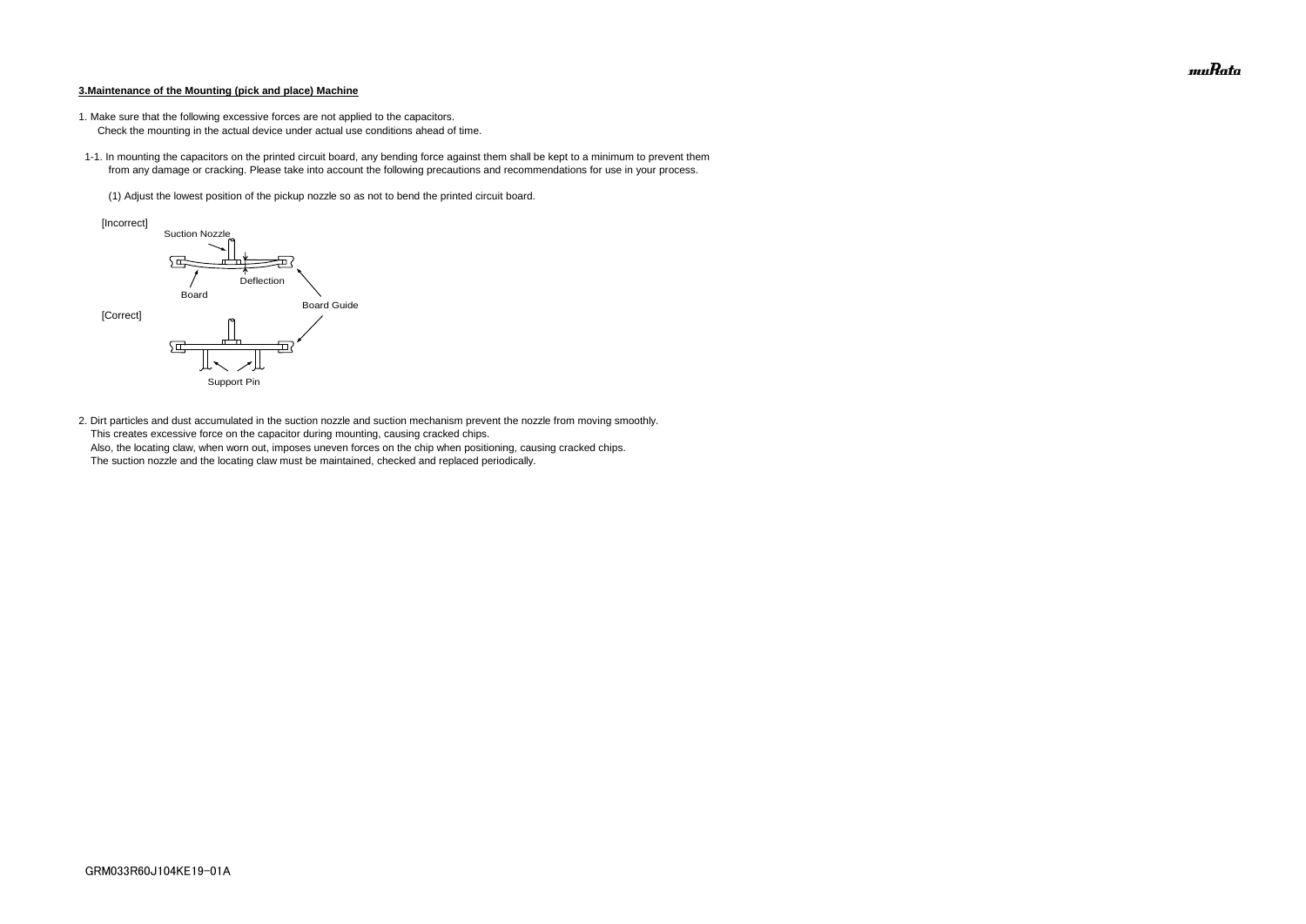**3.Maintenance of the Mounting (pick and place) Machine**

1. Make sure that the following excessive forces are not applied to the capacitors.
   Check the mounting in the actual device under actual use conditions ahead of time.

1-1. In mounting the capacitors on the printed circuit board, any bending force against them shall be kept to a minimum to prevent them from any damage or cracking. Please take into account the following precautions and recommendations for use in your process.

(1) Adjust the lowest position of the pickup nozzle so as not to bend the printed circuit board.

[Incorrect]

Suction Nozzle

Deflection

Board

Board Guide

[Correct]

Support Pin

2. Dirt particles and dust accumulated in the suction nozzle and suction mechanism prevent the nozzle from moving smoothly.
   This creates excessive force on the capacitor during mounting, causing cracked chips.
   Also, the locating claw, when worn out, imposes uneven forces on the chip when positioning, causing cracked chips.
   The suction nozzle and the locating claw must be maintained, checked and replaced periodically.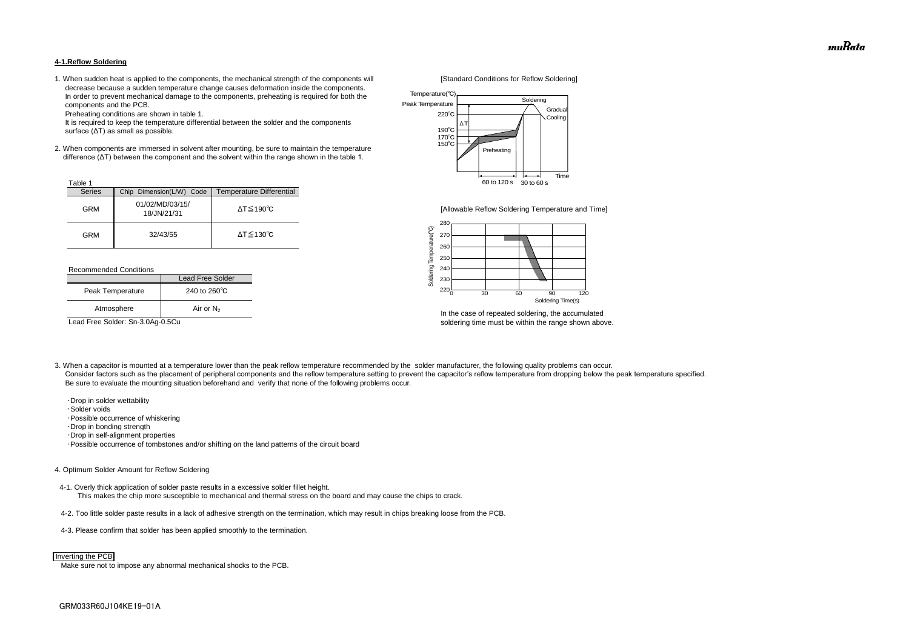#### 4-1.Reflow Soldering

1. When sudden heat is applied to the components, the mechanical strength of the components will decrease because a sudden temperature change causes deformation inside the components. In order to prevent mechanical damage to the components, preheating is required for both the components and the PCB.
   Preheating conditions are shown in table 1.
   It is required to keep the temperature differential between the solder and the components surface (ΔT) as small as possible.

2. When components are immersed in solvent after mounting, be sure to maintain the temperature difference (ΔT) between the component and the solvent within the range shown in the table 1.

Table 1

| Series | Chip Dimension(L/W) Code | Temperature Differential |
|---|---|---|
| GRM | 01/02/MD/03/15/ 18/JN/21/31 | ΔT≦190℃ |
| GRM | 32/43/55 | ΔT≦130℃ |

Recommended Conditions

| | Lead Free Solder |
|---|---|
| Peak Temperature | 240 to 260℃ |
| Atmosphere | Air or $N_2$ |

Lead Free Solder: Sn-3.0Ag-0.5Cu

[Standard Conditions for Reflow Soldering]

[Allowable Reflow Soldering Temperature and Time]

In the case of repeated soldering, the accumulated soldering time must be within the range shown above.

3. When a capacitor is mounted at a temperature lower than the peak reflow temperature recommended by the solder manufacturer, the following quality problems can occur.
   Consider factors such as the placement of peripheral components and the reflow temperature setting to prevent the capacitor's reflow temperature from dropping below the peak temperature specified.
   Be sure to evaluate the mounting situation beforehand and verify that none of the following problems occur.

   - ·Drop in solder wettability
   - ·Solder voids
   - ·Possible occurrence of whiskering
   - ·Drop in bonding strength
   - ·Drop in self-alignment properties
   - ·Possible occurrence of tombstones and/or shifting on the land patterns of the circuit board

4. Optimum Solder Amount for Reflow Soldering

   4-1. Overly thick application of solder paste results in a excessive solder fillet height.
   This makes the chip more susceptible to mechanical and thermal stress on the board and may cause the chips to crack.

   4-2. Too little solder paste results in a lack of adhesive strength on the termination, which may result in chips breaking loose from the PCB.

   4-3. Please confirm that solder has been applied smoothly to the termination.

Inverting the PCB

Make sure not to impose any abnormal mechanical shocks to the PCB.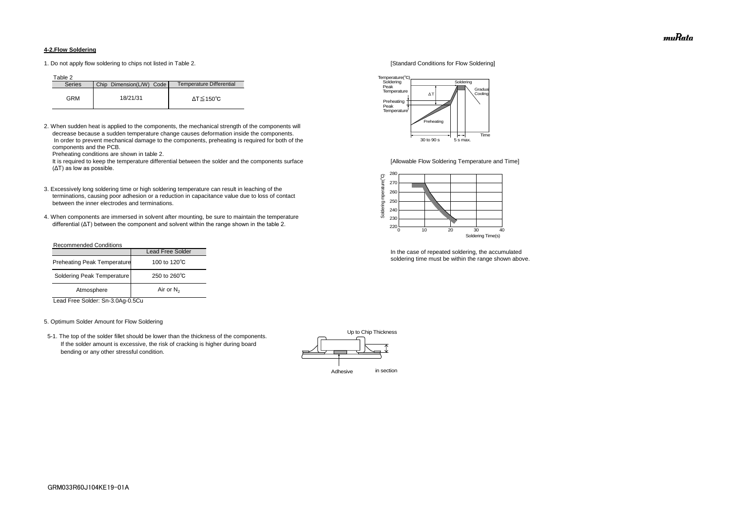#### 4-2.Flow Soldering

1. Do not apply flow soldering to chips not listed in Table 2.

Table 2

| Series | Chip Dimension(L/W) Code | Temperature Differential |
|---|---|---|
| GRM | 18/21/31 | ΔT≦150℃ |

2. When sudden heat is applied to the components, the mechanical strength of the components will decrease because a sudden temperature change causes deformation inside the components.
   In order to prevent mechanical damage to the components, preheating is required for both of the components and the PCB.
   Preheating conditions are shown in table 2.
   It is required to keep the temperature differential between the solder and the components surface (ΔT) as low as possible.

3. Excessively long soldering time or high soldering temperature can result in leaching of the terminations, causing poor adhesion or a reduction in capacitance value due to loss of contact between the inner electrodes and terminations.

4. When components are immersed in solvent after mounting, be sure to maintain the temperature differential (ΔT) between the component and solvent within the range shown in the table 2.

[Standard Conditions for Flow Soldering]

[Allowable Flow Soldering Temperature and Time]

In the case of repeated soldering, the accumulated soldering time must be within the range shown above.

Recommended Conditions

| | Lead Free Solder |
|---|---|
| Preheating Peak Temperature | 100 to 120℃ |
| Soldering Peak Temperature | 250 to 260℃ |
| Atmosphere | Air or $N_2$ |

Lead Free Solder: Sn-3.0Ag-0.5Cu

5. Optimum Solder Amount for Flow Soldering

5-1. The top of the solder fillet should be lower than the thickness of the components. If the solder amount is excessive, the risk of cracking is higher during board bending or any other stressful condition.

Up to Chip Thickness

Adhesive in section

GRM033R60J104KE19-01A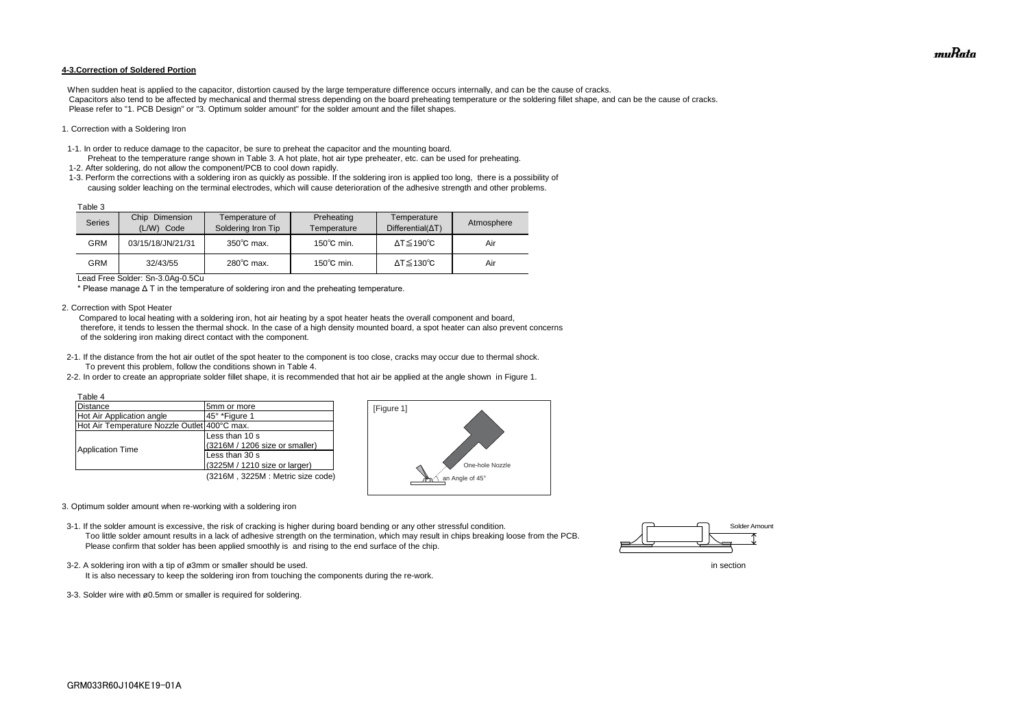#### 4-3.Correction of Soldered Portion

When sudden heat is applied to the capacitor, distortion caused by the large temperature difference occurs internally, and can be the cause of cracks.
Capacitors also tend to be affected by mechanical and thermal stress depending on the board preheating temperature or the soldering fillet shape, and can be the cause of cracks.
Please refer to "1. PCB Design" or "3. Optimum solder amount" for the solder amount and the fillet shapes.

1. Correction with a Soldering Iron

1-1. In order to reduce damage to the capacitor, be sure to preheat the capacitor and the mounting board.
Preheat to the temperature range shown in Table 3. A hot plate, hot air type preheater, etc. can be used for preheating.
1-2. After soldering, do not allow the component/PCB to cool down rapidly.
1-3. Perform the corrections with a soldering iron as quickly as possible. If the soldering iron is applied too long, there is a possibility of causing solder leaching on the terminal electrodes, which will cause deterioration of the adhesive strength and other problems.

Table 3

| Series | Chip Dimension (L/W) Code | Temperature of Soldering Iron Tip | Preheating Temperature | Temperature Differential(ΔT) | Atmosphere |
|---|---|---|---|---|---|
| GRM | 03/15/18/JN/21/31 | 350℃ max. | 150℃ min. | ΔT≦190℃ | Air |
| GRM | 32/43/55 | 280℃ max. | 150℃ min. | ΔT≦130℃ | Air |

Lead Free Solder: Sn-3.0Ag-0.5Cu

* Please manage Δ T in the temperature of soldering iron and the preheating temperature.

2. Correction with Spot Heater

Compared to local heating with a soldering iron, hot air heating by a spot heater heats the overall component and board, therefore, it tends to lessen the thermal shock. In the case of a high density mounted board, a spot heater can also prevent concerns of the soldering iron making direct contact with the component.

2-1. If the distance from the hot air outlet of the spot heater to the component is too close, cracks may occur due to thermal shock.
To prevent this problem, follow the conditions shown in Table 4.
2-2. In order to create an appropriate solder fillet shape, it is recommended that hot air be applied at the angle shown in Figure 1.

Table 4

| | |
|---|---|
| Distance | 5mm or more |
| Hot Air Application angle | 45° *Figure 1 |
| Hot Air Temperature Nozzle Outlet | 400°C max. |
| Application Time | Less than 10 s (3216M / 1206 size or smaller) |
| | Less than 30 s (3225M / 1210 size or larger) |

(3216M , 3225M : Metric size code)

[Figure 1]

One-hole Nozzle

an Angle of 45°

3. Optimum solder amount when re-working with a soldering iron

3-1. If the solder amount is excessive, the risk of cracking is higher during board bending or any other stressful condition.
Too little solder amount results in a lack of adhesive strength on the termination, which may result in chips breaking loose from the PCB.
Please confirm that solder has been applied smoothly is and rising to the end surface of the chip.

Solder Amount

in section

3-2. A soldering iron with a tip of ø3mm or smaller should be used.
It is also necessary to keep the soldering iron from touching the components during the re-work.

3-3. Solder wire with ø0.5mm or smaller is required for soldering.

GRM033R60J104KE19-01A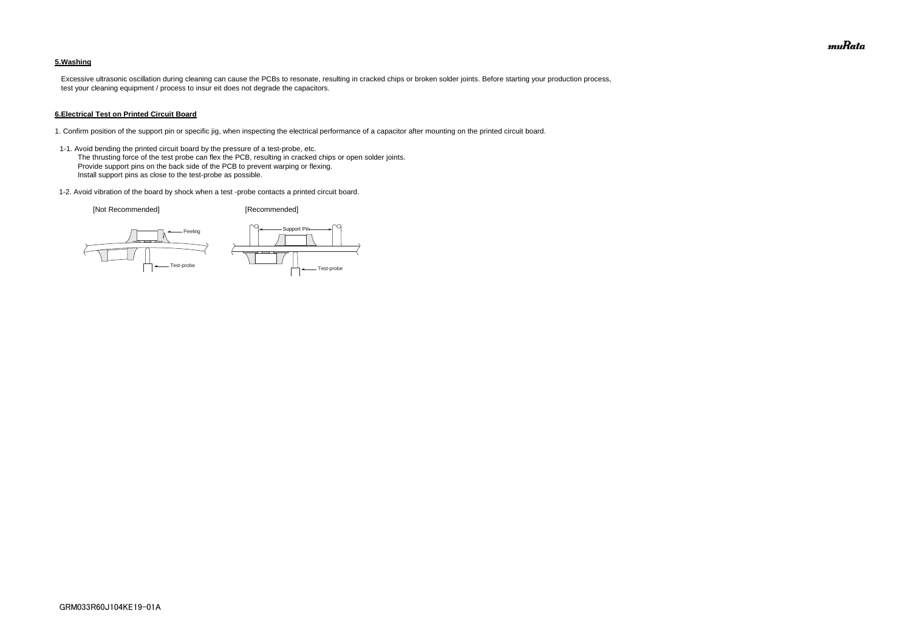### 5.Washing

Excessive ultrasonic oscillation during cleaning can cause the PCBs to resonate, resulting in cracked chips or broken solder joints. Before starting your production process, test your cleaning equipment / process to insur eit does not degrade the capacitors.

### 6.Electrical Test on Printed Circuit Board

1. Confirm position of the support pin or specific jig, when inspecting the electrical performance of a capacitor after mounting on the printed circuit board.

1-1. Avoid bending the printed circuit board by the pressure of a test-probe, etc.
The thrusting force of the test probe can flex the PCB, resulting in cracked chips or open solder joints.
Provide support pins on the back side of the PCB to prevent warping or flexing.
Install support pins as close to the test-probe as possible.

1-2. Avoid vibration of the board by shock when a test -probe contacts a printed circuit board.

[Not Recommended] [Recommended]

Peeling

Test-probe

Support Pin

Test-probe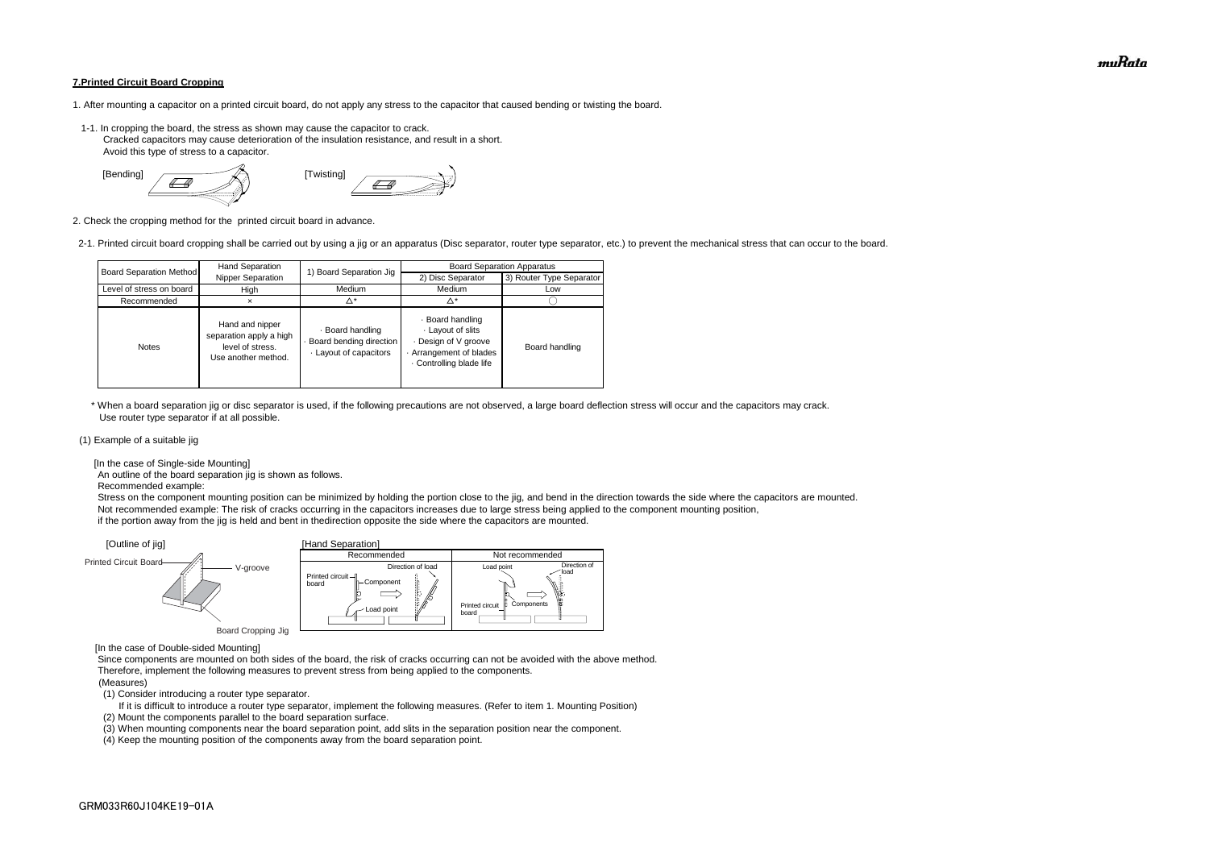## 7.Printed Circuit Board Cropping

1. After mounting a capacitor on a printed circuit board, do not apply any stress to the capacitor that caused bending or twisting the board.

1-1. In cropping the board, the stress as shown may cause the capacitor to crack.
Cracked capacitors may cause deterioration of the insulation resistance, and result in a short.
Avoid this type of stress to a capacitor.

[Bending] [Twisting]

2. Check the cropping method for the printed circuit board in advance.

2-1. Printed circuit board cropping shall be carried out by using a jig or an apparatus (Disc separator, router type separator, etc.) to prevent the mechanical stress that can occur to the board.

| Board Separation Method | Hand Separation Nipper Separation | 1) Board Separation Jig | Board Separation Apparatus | |
|---|---|---|---|---|
| | | | 2) Disc Separator | 3) Router Type Separator |
| Level of stress on board | High | Medium | Medium | Low |
| Recommended | × | △* | △* | ○ |
| Notes | Hand and nipper separation apply a high level of stress. Use another method. | · Board handling · Board bending direction · Layout of capacitors | · Board handling · Layout of slits · Design of V groove · Arrangement of blades · Controlling blade life | Board handling |

\* When a board separation jig or disc separator is used, if the following precautions are not observed, a large board deflection stress will occur and the capacitors may crack.
Use router type separator if at all possible.

(1) Example of a suitable jig

[In the case of Single-side Mounting]
An outline of the board separation jig is shown as follows.
Recommended example:
Stress on the component mounting position can be minimized by holding the portion close to the jig, and bend in the direction towards the side where the capacitors are mounted.
Not recommended example: The risk of cracks occurring in the capacitors increases due to large stress being applied to the component mounting position,
if the portion away from the jig is held and bent in thedirection opposite the side where the capacitors are mounted.

[Outline of jig] Printed Circuit Board, V-groove, Board Cropping Jig

[Hand Separation]

| Recommended | Not recommended |
|---|---|
| Printed circuit board, Component, Load point, Direction of load | Load point, Direction of load, Printed circuit board, Components |

[In the case of Double-sided Mounting]
Since components are mounted on both sides of the board, the risk of cracks occurring can not be avoided with the above method.
Therefore, implement the following measures to prevent stress from being applied to the components.
(Measures)

(1) Consider introducing a router type separator.
If it is difficult to introduce a router type separator, implement the following measures. (Refer to item 1. Mounting Position)
(2) Mount the components parallel to the board separation surface.
(3) When mounting components near the board separation point, add slits in the separation position near the component.
(4) Keep the mounting position of the components away from the board separation point.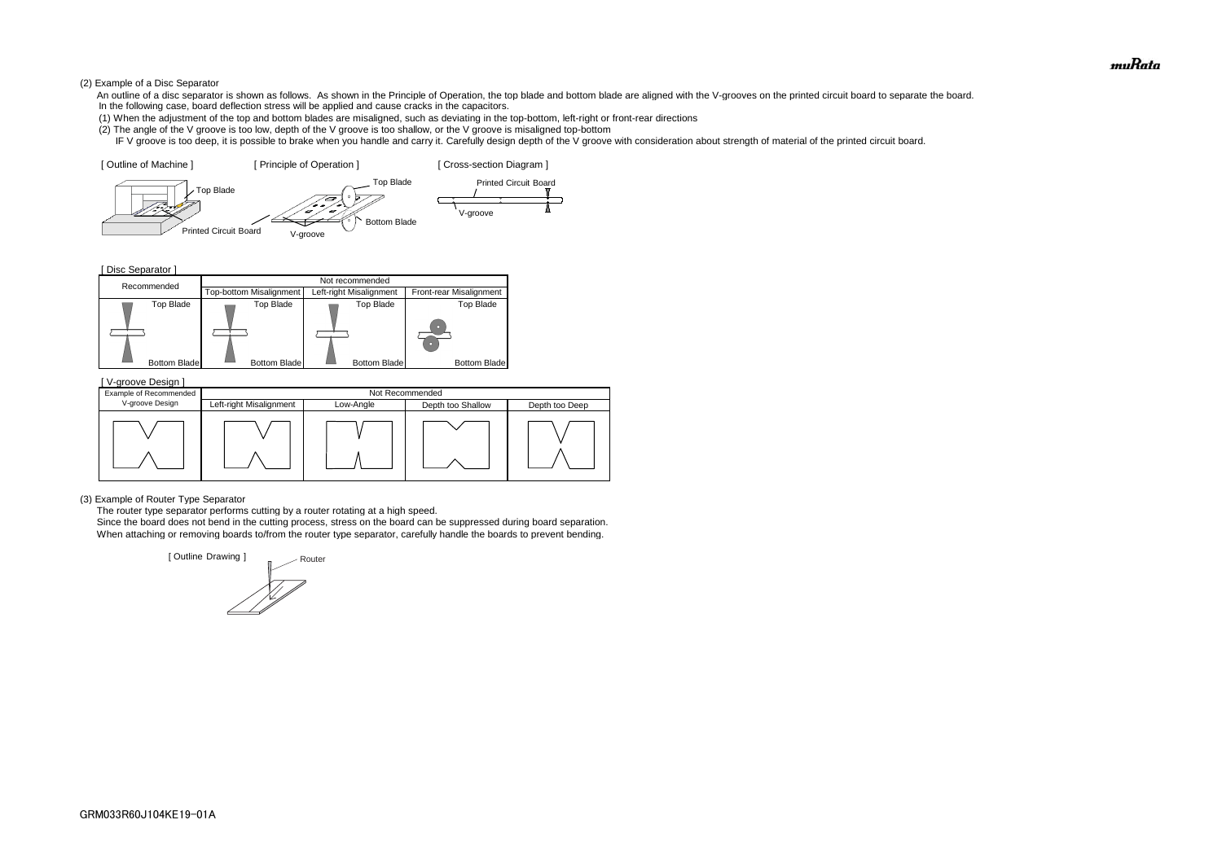(2) Example of a Disc Separator

An outline of a disc separator is shown as follows. As shown in the Principle of Operation, the top blade and bottom blade are aligned with the V-grooves on the printed circuit board to separate the board.
In the following case, board deflection stress will be applied and cause cracks in the capacitors.

(1) When the adjustment of the top and bottom blades are misaligned, such as deviating in the top-bottom, left-right or front-rear directions

(2) The angle of the V groove is too low, depth of the V groove is too shallow, or the V groove is misaligned top-bottom

IF V groove is too deep, it is possible to brake when you handle and carry it. Carefully design depth of the V groove with consideration about strength of material of the printed circuit board.

[ Outline of Machine ] Top Blade, Printed Circuit Board

[ Principle of Operation ] Top Blade, Bottom Blade, V-groove

[ Cross-section Diagram ] Printed Circuit Board, V-groove

[ Disc Separator ]

| Recommended | Not recommended | | |
|---|---|---|---|
| | Top-bottom Misalignment | Left-right Misalignment | Front-rear Misalignment |
| Top Blade / Bottom Blade | Top Blade / Bottom Blade | Top Blade / Bottom Blade | Top Blade / Bottom Blade |

[ V-groove Design ]

| Example of Recommended V-groove Design | Not Recommended | | | |
|---|---|---|---|---|
| | Left-right Misalignment | Low-Angle | Depth too Shallow | Depth too Deep |

(3) Example of Router Type Separator

The router type separator performs cutting by a router rotating at a high speed.
Since the board does not bend in the cutting process, stress on the board can be suppressed during board separation.
When attaching or removing boards to/from the router type separator, carefully handle the boards to prevent bending.

[ Outline Drawing ] Router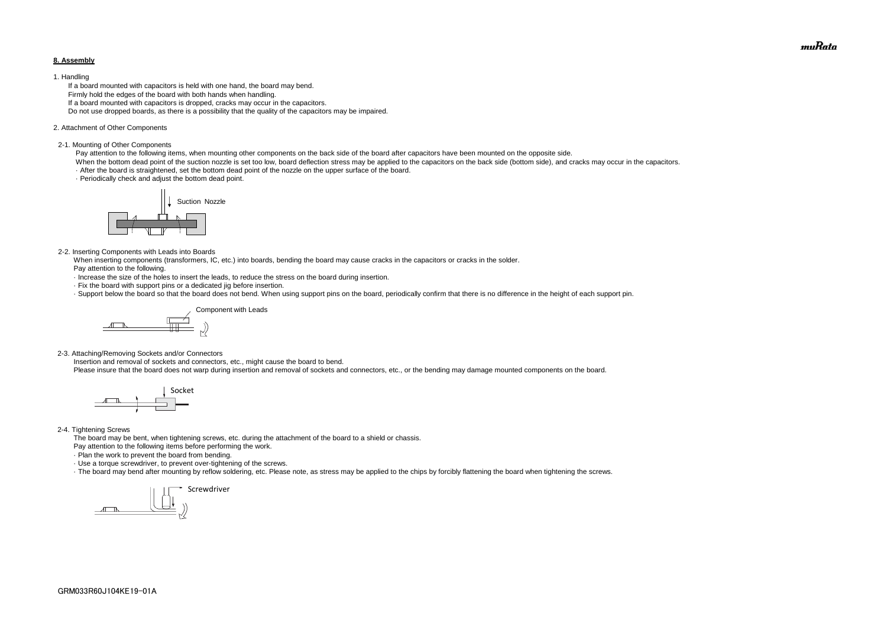## 8. Assembly

1. Handling

If a board mounted with capacitors is held with one hand, the board may bend.
Firmly hold the edges of the board with both hands when handling.
If a board mounted with capacitors is dropped, cracks may occur in the capacitors.
Do not use dropped boards, as there is a possibility that the quality of the capacitors may be impaired.

2. Attachment of Other Components

2-1. Mounting of Other Components

Pay attention to the following items, when mounting other components on the back side of the board after capacitors have been mounted on the opposite side.
When the bottom dead point of the suction nozzle is set too low, board deflection stress may be applied to the capacitors on the back side (bottom side), and cracks may occur in the capacitors.

· After the board is straightened, set the bottom dead point of the nozzle on the upper surface of the board.
· Periodically check and adjust the bottom dead point.

Suction Nozzle

2-2. Inserting Components with Leads into Boards

When inserting components (transformers, IC, etc.) into boards, bending the board may cause cracks in the capacitors or cracks in the solder.
Pay attention to the following.

· Increase the size of the holes to insert the leads, to reduce the stress on the board during insertion.
· Fix the board with support pins or a dedicated jig before insertion.
· Support below the board so that the board does not bend. When using support pins on the board, periodically confirm that there is no difference in the height of each support pin.

Component with Leads

2-3. Attaching/Removing Sockets and/or Connectors

Insertion and removal of sockets and connectors, etc., might cause the board to bend.
Please insure that the board does not warp during insertion and removal of sockets and connectors, etc., or the bending may damage mounted components on the board.

Socket

2-4. Tightening Screws

The board may be bent, when tightening screws, etc. during the attachment of the board to a shield or chassis.
Pay attention to the following items before performing the work.

· Plan the work to prevent the board from bending.
· Use a torque screwdriver, to prevent over-tightening of the screws.
· The board may bend after mounting by reflow soldering, etc. Please note, as stress may be applied to the chips by forcibly flattening the board when tightening the screws.

Screwdriver

GRM033R60J104KE19-01A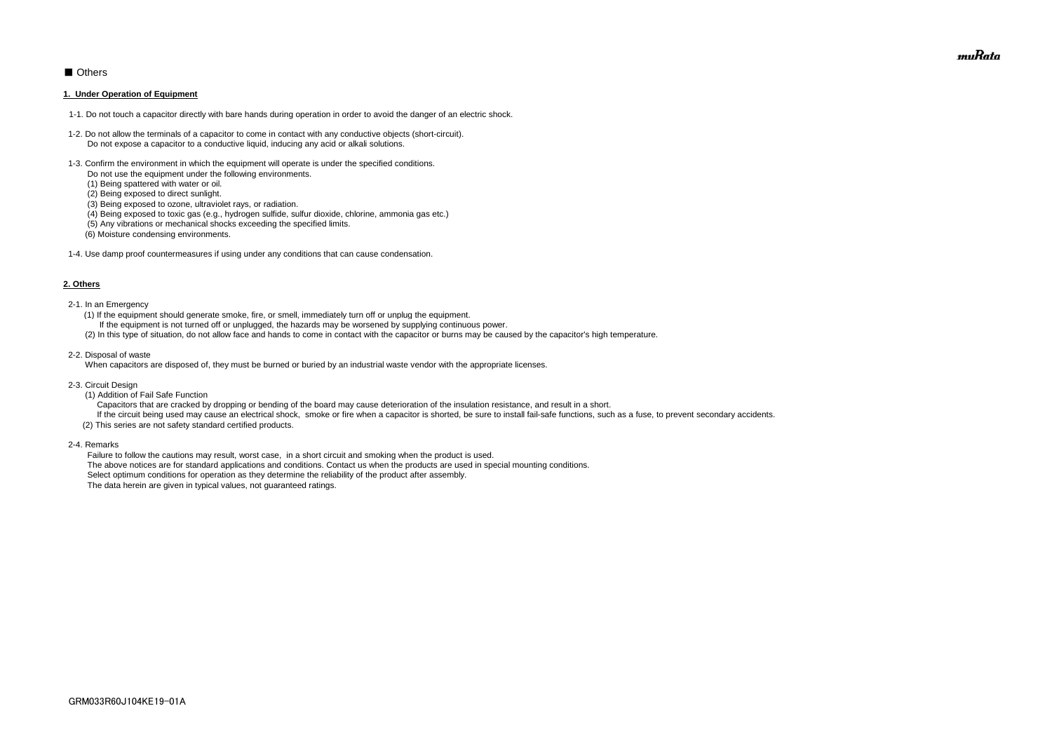■ Others

**1. Under Operation of Equipment**

1-1. Do not touch a capacitor directly with bare hands during operation in order to avoid the danger of an electric shock.

1-2. Do not allow the terminals of a capacitor to come in contact with any conductive objects (short-circuit).
Do not expose a capacitor to a conductive liquid, inducing any acid or alkali solutions.

1-3. Confirm the environment in which the equipment will operate is under the specified conditions.
Do not use the equipment under the following environments.
(1) Being spattered with water or oil.
(2) Being exposed to direct sunlight.
(3) Being exposed to ozone, ultraviolet rays, or radiation.
(4) Being exposed to toxic gas (e.g., hydrogen sulfide, sulfur dioxide, chlorine, ammonia gas etc.)
(5) Any vibrations or mechanical shocks exceeding the specified limits.
(6) Moisture condensing environments.

1-4. Use damp proof countermeasures if using under any conditions that can cause condensation.

**2. Others**

2-1. In an Emergency
(1) If the equipment should generate smoke, fire, or smell, immediately turn off or unplug the equipment.
If the equipment is not turned off or unplugged, the hazards may be worsened by supplying continuous power.
(2) In this type of situation, do not allow face and hands to come in contact with the capacitor or burns may be caused by the capacitor's high temperature.

2-2. Disposal of waste
When capacitors are disposed of, they must be burned or buried by an industrial waste vendor with the appropriate licenses.

2-3. Circuit Design
(1) Addition of Fail Safe Function
Capacitors that are cracked by dropping or bending of the board may cause deterioration of the insulation resistance, and result in a short.
If the circuit being used may cause an electrical shock, smoke or fire when a capacitor is shorted, be sure to install fail-safe functions, such as a fuse, to prevent secondary accidents.
(2) This series are not safety standard certified products.

2-4. Remarks
Failure to follow the cautions may result, worst case, in a short circuit and smoking when the product is used.
The above notices are for standard applications and conditions. Contact us when the products are used in special mounting conditions.
Select optimum conditions for operation as they determine the reliability of the product after assembly.
The data herein are given in typical values, not guaranteed ratings.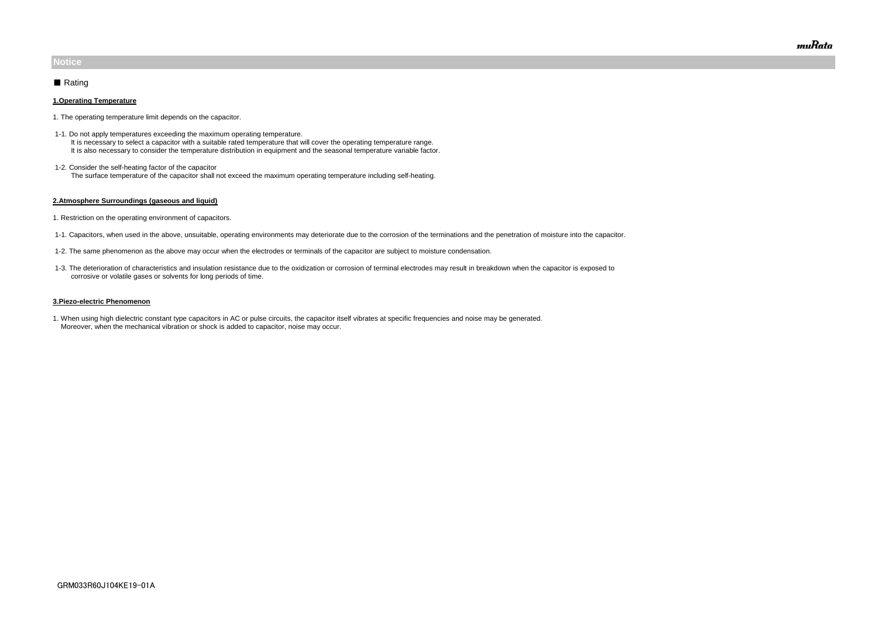## Notice

■ Rating

**1.Operating Temperature**

1. The operating temperature limit depends on the capacitor.

1-1. Do not apply temperatures exceeding the maximum operating temperature.
It is necessary to select a capacitor with a suitable rated temperature that will cover the operating temperature range.
It is also necessary to consider the temperature distribution in equipment and the seasonal temperature variable factor.

1-2. Consider the self-heating factor of the capacitor
The surface temperature of the capacitor shall not exceed the maximum operating temperature including self-heating.

**2.Atmosphere Surroundings (gaseous and liquid)**

1. Restriction on the operating environment of capacitors.

1-1. Capacitors, when used in the above, unsuitable, operating environments may deteriorate due to the corrosion of the terminations and the penetration of moisture into the capacitor.

1-2. The same phenomenon as the above may occur when the electrodes or terminals of the capacitor are subject to moisture condensation.

1-3. The deterioration of characteristics and insulation resistance due to the oxidization or corrosion of terminal electrodes may result in breakdown when the capacitor is exposed to corrosive or volatile gases or solvents for long periods of time.

**3.Piezo-electric Phenomenon**

1. When using high dielectric constant type capacitors in AC or pulse circuits, the capacitor itself vibrates at specific frequencies and noise may be generated.
Moreover, when the mechanical vibration or shock is added to capacitor, noise may occur.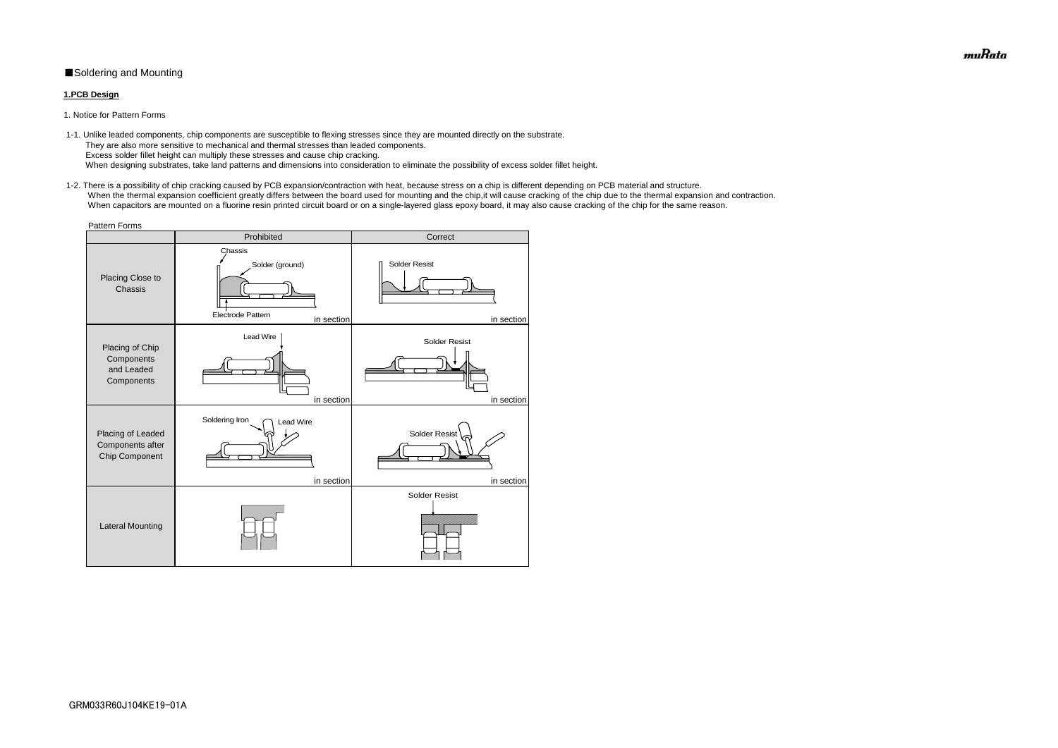■Soldering and Mounting

**1.PCB Design**

1. Notice for Pattern Forms

1-1. Unlike leaded components, chip components are susceptible to flexing stresses since they are mounted directly on the substrate.
They are also more sensitive to mechanical and thermal stresses than leaded components.
Excess solder fillet height can multiply these stresses and cause chip cracking.
When designing substrates, take land patterns and dimensions into consideration to eliminate the possibility of excess solder fillet height.

1-2. There is a possibility of chip cracking caused by PCB expansion/contraction with heat, because stress on a chip is different depending on PCB material and structure.
When the thermal expansion coefficient greatly differs between the board used for mounting and the chip,it will cause cracking of the chip due to the thermal expansion and contraction.
When capacitors are mounted on a fluorine resin printed circuit board or on a single-layered glass epoxy board, it may also cause cracking of the chip for the same reason.

Pattern Forms

| | Prohibited | Correct |
|---|---|---|
| Placing Close to Chassis | Chassis, Solder (ground), Electrode Pattern — in section | Solder Resist — in section |
| Placing of Chip Components and Leaded Components | Lead Wire — in section | Solder Resist — in section |
| Placing of Leaded Components after Chip Component | Soldering Iron, Lead Wire — in section | Solder Resist — in section |
| Lateral Mounting | | Solder Resist |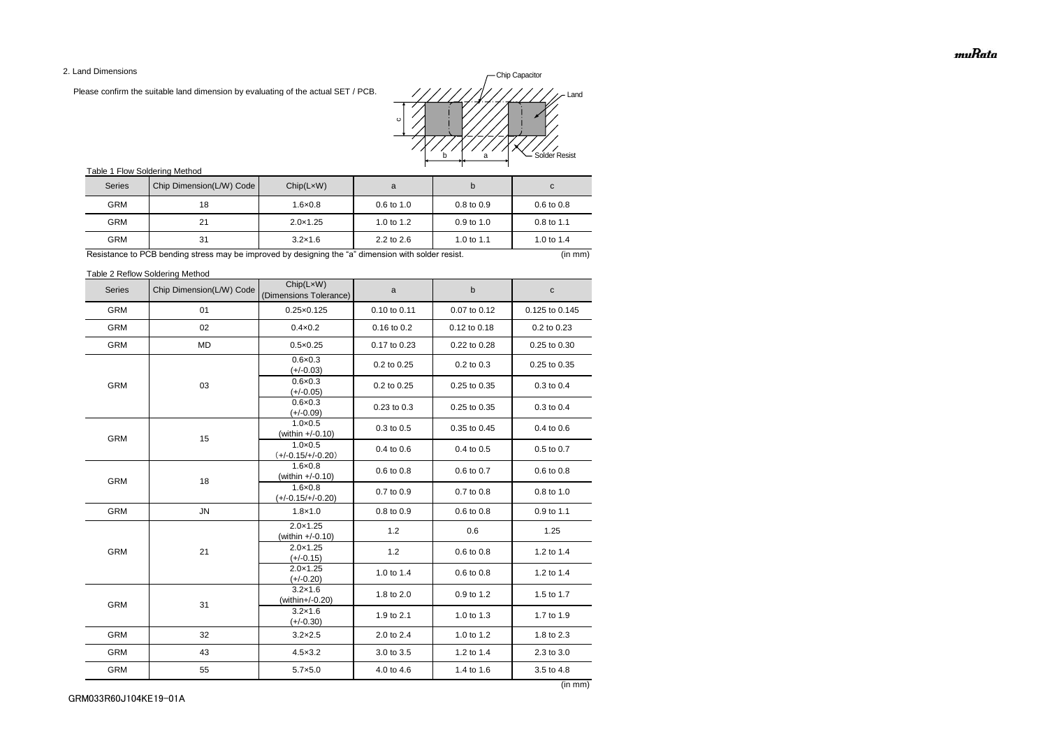2. Land Dimensions

Please confirm the suitable land dimension by evaluating of the actual SET / PCB.

Table 1 Flow Soldering Method

| Series | Chip Dimension(L/W) Code | Chip(L×W) | a | b | c |
|---|---|---|---|---|---|
| GRM | 18 | 1.6×0.8 | 0.6 to 1.0 | 0.8 to 0.9 | 0.6 to 0.8 |
| GRM | 21 | 2.0×1.25 | 1.0 to 1.2 | 0.9 to 1.0 | 0.8 to 1.1 |
| GRM | 31 | 3.2×1.6 | 2.2 to 2.6 | 1.0 to 1.1 | 1.0 to 1.4 |

Resistance to PCB bending stress may be improved by designing the "a" dimension with solder resist. (in mm)

Table 2 Reflow Soldering Method

| Series | Chip Dimension(L/W) Code | Chip(L×W) (Dimensions Tolerance) | a | b | c |
|---|---|---|---|---|---|
| GRM | 01 | 0.25×0.125 | 0.10 to 0.11 | 0.07 to 0.12 | 0.125 to 0.145 |
| GRM | 02 | 0.4×0.2 | 0.16 to 0.2 | 0.12 to 0.18 | 0.2 to 0.23 |
| GRM | MD | 0.5×0.25 | 0.17 to 0.23 | 0.22 to 0.28 | 0.25 to 0.30 |
| GRM | 03 | 0.6×0.3 (+/-0.03) | 0.2 to 0.25 | 0.2 to 0.3 | 0.25 to 0.35 |
| | | 0.6×0.3 (+/-0.05) | 0.2 to 0.25 | 0.25 to 0.35 | 0.3 to 0.4 |
| | | 0.6×0.3 (+/-0.09) | 0.23 to 0.3 | 0.25 to 0.35 | 0.3 to 0.4 |
| GRM | 15 | 1.0×0.5 (within +/-0.10) | 0.3 to 0.5 | 0.35 to 0.45 | 0.4 to 0.6 |
| | | 1.0×0.5 (+/-0.15/+/-0.20) | 0.4 to 0.6 | 0.4 to 0.5 | 0.5 to 0.7 |
| GRM | 18 | 1.6×0.8 (within +/-0.10) | 0.6 to 0.8 | 0.6 to 0.7 | 0.6 to 0.8 |
| | | 1.6×0.8 (+/-0.15/+/-0.20) | 0.7 to 0.9 | 0.7 to 0.8 | 0.8 to 1.0 |
| GRM | JN | 1.8×1.0 | 0.8 to 0.9 | 0.6 to 0.8 | 0.9 to 1.1 |
| GRM | 21 | 2.0×1.25 (within +/-0.10) | 1.2 | 0.6 | 1.25 |
| | | 2.0×1.25 (+/-0.15) | 1.2 | 0.6 to 0.8 | 1.2 to 1.4 |
| | | 2.0×1.25 (+/-0.20) | 1.0 to 1.4 | 0.6 to 0.8 | 1.2 to 1.4 |
| GRM | 31 | 3.2×1.6 (within+/-0.20) | 1.8 to 2.0 | 0.9 to 1.2 | 1.5 to 1.7 |
| | | 3.2×1.6 (+/-0.30) | 1.9 to 2.1 | 1.0 to 1.3 | 1.7 to 1.9 |
| GRM | 32 | 3.2×2.5 | 2.0 to 2.4 | 1.0 to 1.2 | 1.8 to 2.3 |
| GRM | 43 | 4.5×3.2 | 3.0 to 3.5 | 1.2 to 1.4 | 2.3 to 3.0 |
| GRM | 55 | 5.7×5.0 | 4.0 to 4.6 | 1.4 to 1.6 | 3.5 to 4.8 |

(in mm)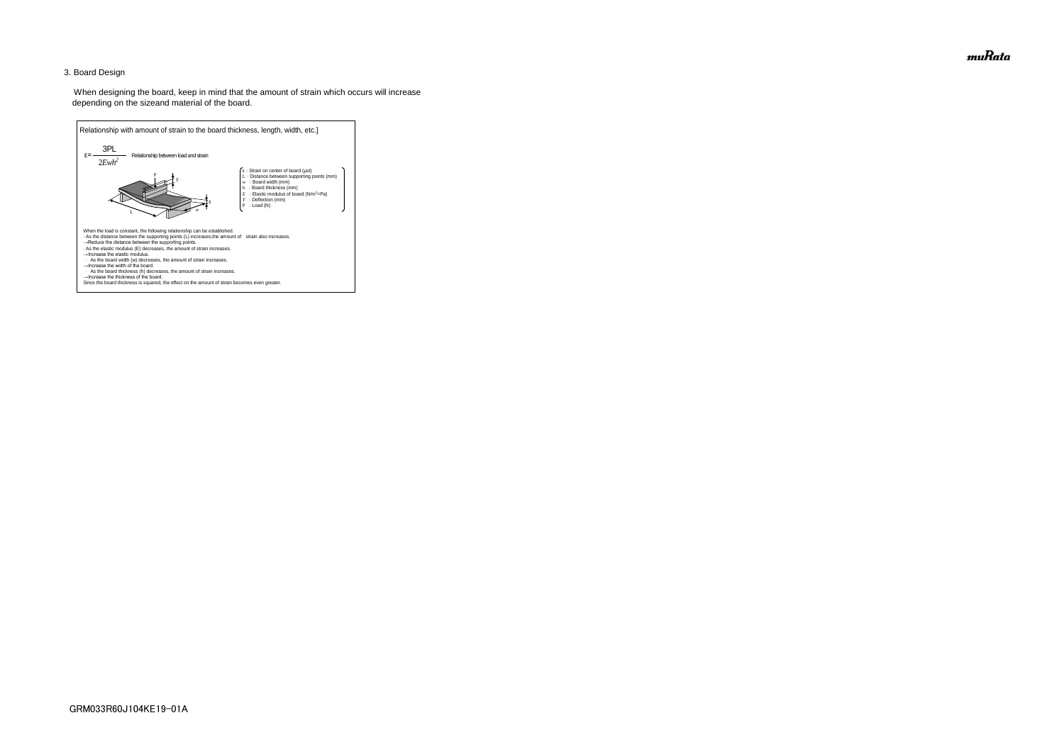3. Board Design

When designing the board, keep in mind that the amount of strain which occurs will increase depending on the sizeand material of the board.

Relationship with amount of strain to the board thickness, length, width, etc.]

$$\varepsilon = \frac{3PL}{2Ewh^2}$$ Relationship between load and strain

- $\varepsilon$ : Strain on center of board (μst)
- $L$ : Distance between supporting points (mm)
- $w$ : Board width (mm)
- $h$ : Board thickness (mm)
- $E$ : Elastic modulus of board ($N/m^2$=Pa)
- $Y$ : Deflection (mm)
- $P$ : Load (N)

When the load is constant, the following relationship can be established.

· As the distance between the supporting points (L) increases,the amount of strain also increases.

→Reduce the distance between the supporting points.

· As the elastic modulus (E) decreases, the amount of strain increases.

→Increase the elastic modulus.

· As the board width (w) decreases, the amount of strain increases.

→Increase the width of the board.

· As the board thickness (h) decreases, the amount of strain increases.

→Increase the thickness of the board.

Since the board thickness is squared, the effect on the amount of strain becomes even greater.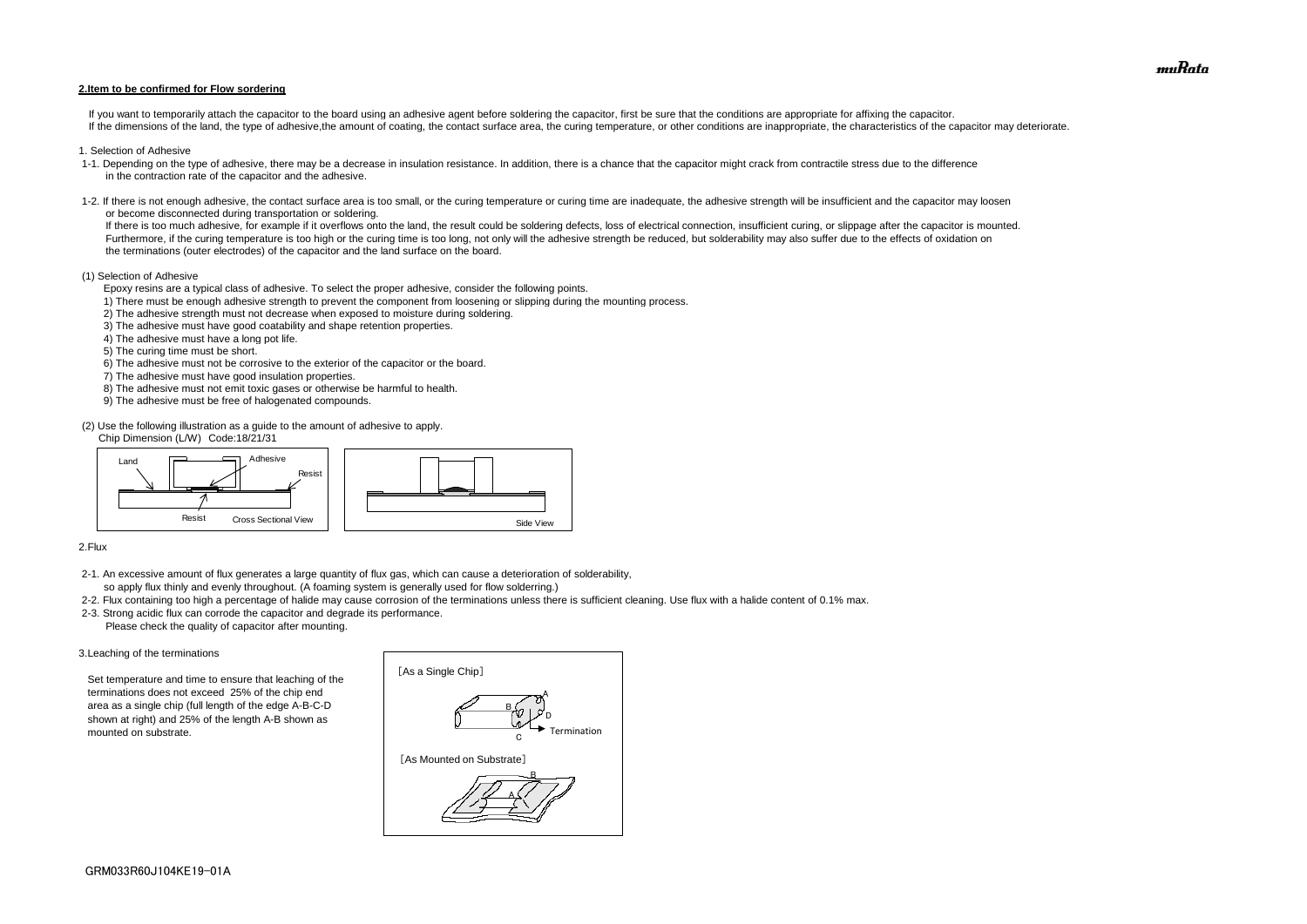## 2.Item to be confirmed for Flow sordering

If you want to temporarily attach the capacitor to the board using an adhesive agent before soldering the capacitor, first be sure that the conditions are appropriate for affixing the capacitor.
If the dimensions of the land, the type of adhesive,the amount of coating, the contact surface area, the curing temperature, or other conditions are inappropriate, the characteristics of the capacitor may deteriorate.

1. Selection of Adhesive

1-1. Depending on the type of adhesive, there may be a decrease in insulation resistance. In addition, there is a chance that the capacitor might crack from contractile stress due to the difference in the contraction rate of the capacitor and the adhesive.

1-2. If there is not enough adhesive, the contact surface area is too small, or the curing temperature or curing time are inadequate, the adhesive strength will be insufficient and the capacitor may loosen or become disconnected during transportation or soldering.
If there is too much adhesive, for example if it overflows onto the land, the result could be soldering defects, loss of electrical connection, insufficient curing, or slippage after the capacitor is mounted.
Furthermore, if the curing temperature is too high or the curing time is too long, not only will the adhesive strength be reduced, but solderability may also suffer due to the effects of oxidation on the terminations (outer electrodes) of the capacitor and the land surface on the board.

(1) Selection of Adhesive

Epoxy resins are a typical class of adhesive. To select the proper adhesive, consider the following points.

1) There must be enough adhesive strength to prevent the component from loosening or slipping during the mounting process.
2) The adhesive strength must not decrease when exposed to moisture during soldering.
3) The adhesive must have good coatability and shape retention properties.
4) The adhesive must have a long pot life.
5) The curing time must be short.
6) The adhesive must not be corrosive to the exterior of the capacitor or the board.
7) The adhesive must have good insulation properties.
8) The adhesive must not emit toxic gases or otherwise be harmful to health.
9) The adhesive must be free of halogenated compounds.

(2) Use the following illustration as a guide to the amount of adhesive to apply.
Chip Dimension (L/W) Code:18/21/31

Land | Adhesive | Resist | Resist | Cross Sectional View | Side View

2.Flux

2-1. An excessive amount of flux generates a large quantity of flux gas, which can cause a deterioration of solderability, so apply flux thinly and evenly throughout. (A foaming system is generally used for flow solderring.)

2-2. Flux containing too high a percentage of halide may cause corrosion of the terminations unless there is sufficient cleaning. Use flux with a halide content of 0.1% max.

2-3. Strong acidic flux can corrode the capacitor and degrade its performance.
Please check the quality of capacitor after mounting.

3.Leaching of the terminations

Set temperature and time to ensure that leaching of the terminations does not exceed 25% of the chip end area as a single chip (full length of the edge A-B-C-D shown at right) and 25% of the length A-B shown as mounted on substrate.

[As a Single Chip]
A B C D Termination

[As Mounted on Substrate]
A B

GRM033R60J104KE19-01A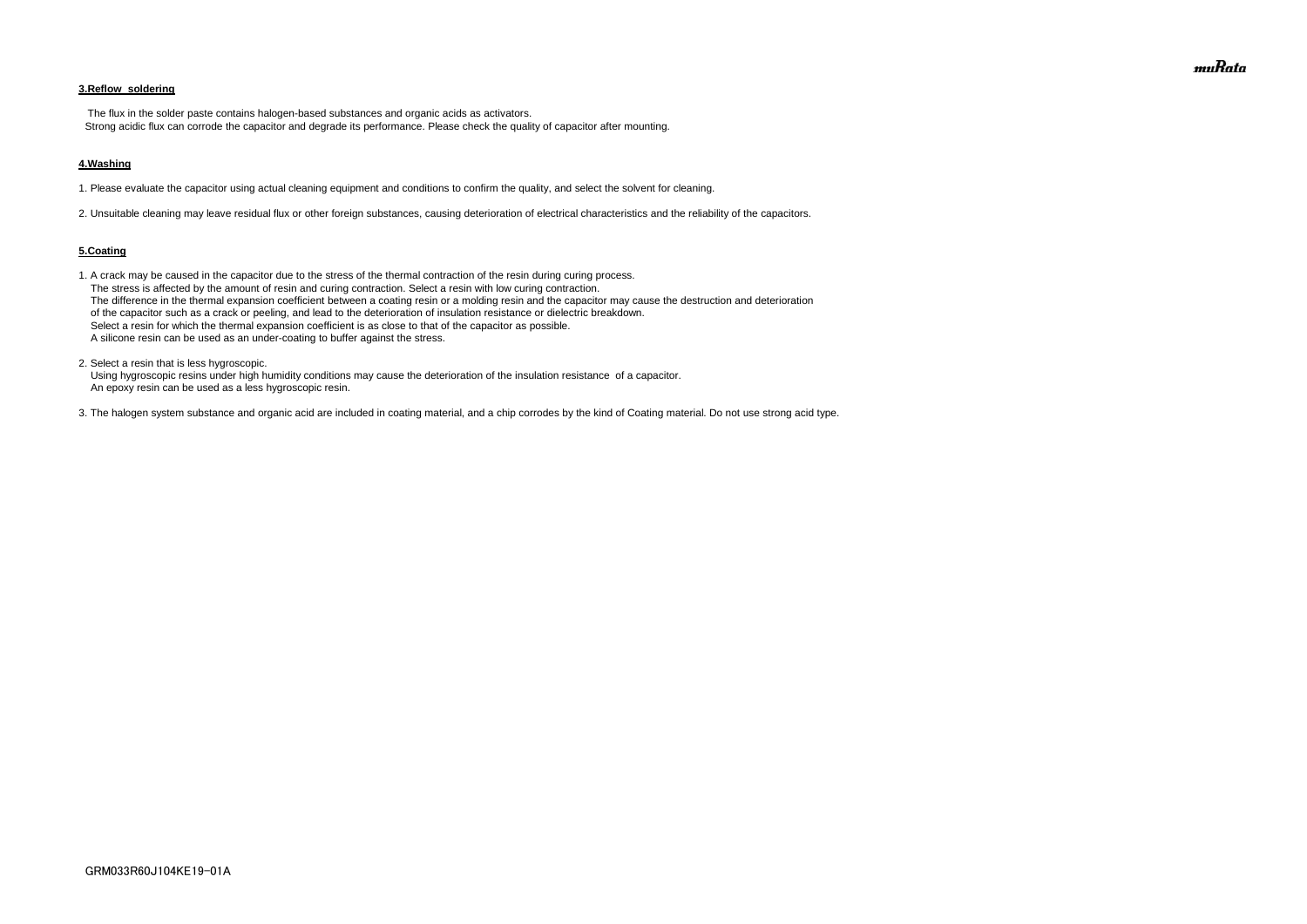### 3.Reflow soldering

The flux in the solder paste contains halogen-based substances and organic acids as activators.
Strong acidic flux can corrode the capacitor and degrade its performance. Please check the quality of capacitor after mounting.

### 4.Washing

1. Please evaluate the capacitor using actual cleaning equipment and conditions to confirm the quality, and select the solvent for cleaning.

2. Unsuitable cleaning may leave residual flux or other foreign substances, causing deterioration of electrical characteristics and the reliability of the capacitors.

### 5.Coating

1. A crack may be caused in the capacitor due to the stress of the thermal contraction of the resin during curing process.
   The stress is affected by the amount of resin and curing contraction. Select a resin with low curing contraction.
   The difference in the thermal expansion coefficient between a coating resin or a molding resin and the capacitor may cause the destruction and deterioration of the capacitor such as a crack or peeling, and lead to the deterioration of insulation resistance or dielectric breakdown.
   Select a resin for which the thermal expansion coefficient is as close to that of the capacitor as possible.
   A silicone resin can be used as an under-coating to buffer against the stress.

2. Select a resin that is less hygroscopic.
   Using hygroscopic resins under high humidity conditions may cause the deterioration of the insulation resistance of a capacitor.
   An epoxy resin can be used as a less hygroscopic resin.

3. The halogen system substance and organic acid are included in coating material, and a chip corrodes by the kind of Coating material. Do not use strong acid type.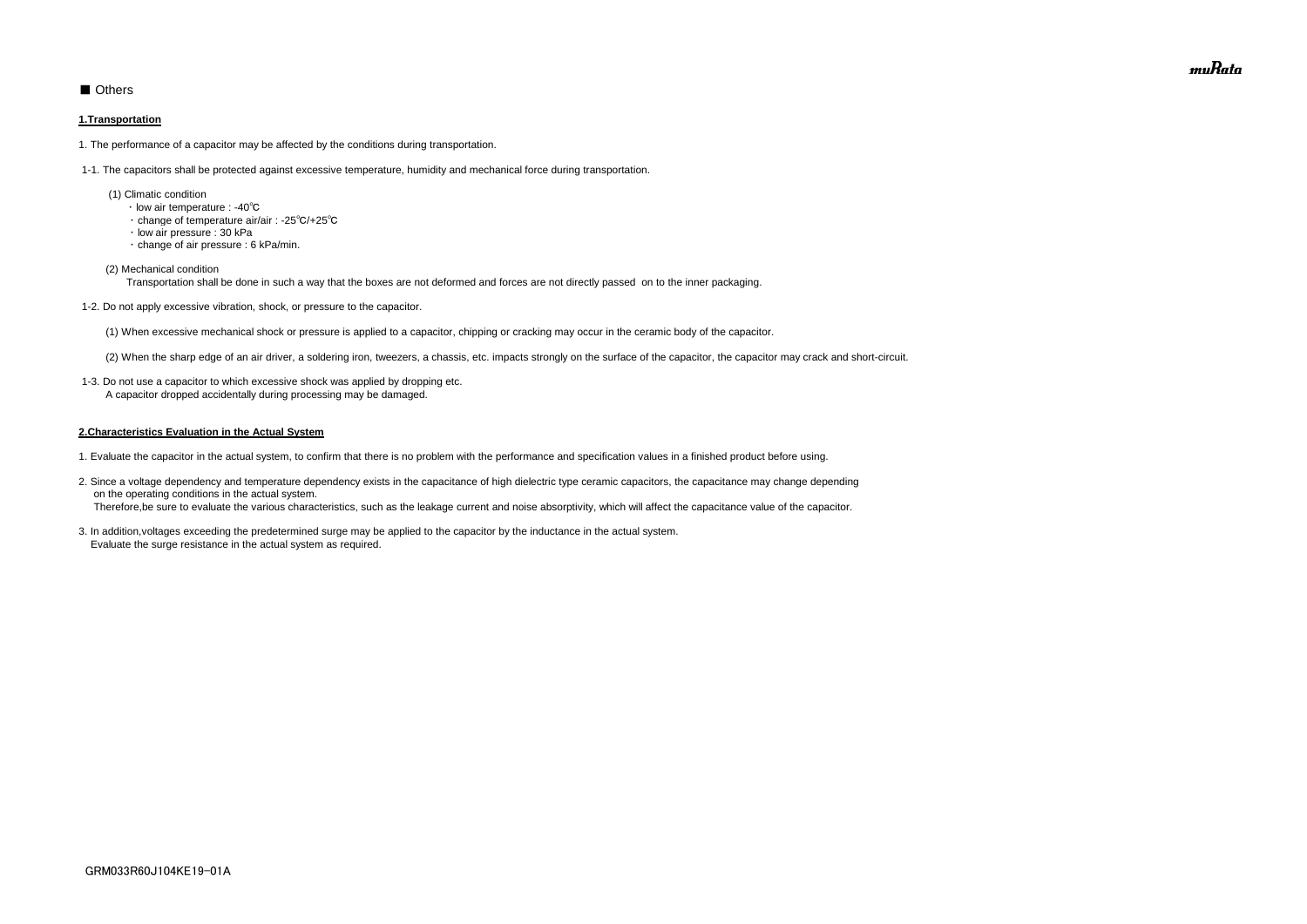■ Others

**1.Transportation**

1. The performance of a capacitor may be affected by the conditions during transportation.

1-1. The capacitors shall be protected against excessive temperature, humidity and mechanical force during transportation.

(1) Climatic condition
- low air temperature : -40℃
- change of temperature air/air : -25℃/+25℃
- low air pressure : 30 kPa
- change of air pressure : 6 kPa/min.

(2) Mechanical condition
Transportation shall be done in such a way that the boxes are not deformed and forces are not directly passed on to the inner packaging.

1-2. Do not apply excessive vibration, shock, or pressure to the capacitor.

(1) When excessive mechanical shock or pressure is applied to a capacitor, chipping or cracking may occur in the ceramic body of the capacitor.

(2) When the sharp edge of an air driver, a soldering iron, tweezers, a chassis, etc. impacts strongly on the surface of the capacitor, the capacitor may crack and short-circuit.

1-3. Do not use a capacitor to which excessive shock was applied by dropping etc.
A capacitor dropped accidentally during processing may be damaged.

**2.Characteristics Evaluation in the Actual System**

1. Evaluate the capacitor in the actual system, to confirm that there is no problem with the performance and specification values in a finished product before using.

2. Since a voltage dependency and temperature dependency exists in the capacitance of high dielectric type ceramic capacitors, the capacitance may change depending on the operating conditions in the actual system.
Therefore,be sure to evaluate the various characteristics, such as the leakage current and noise absorptivity, which will affect the capacitance value of the capacitor.

3. In addition,voltages exceeding the predetermined surge may be applied to the capacitor by the inductance in the actual system.
Evaluate the surge resistance in the actual system as required.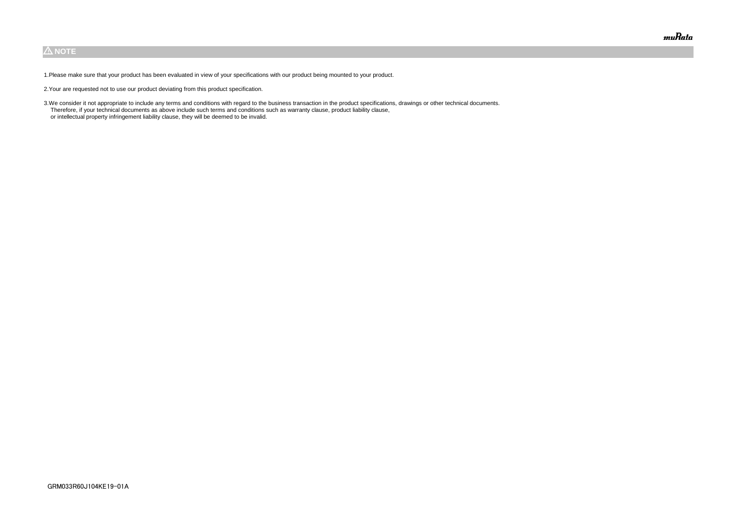## ⚠ NOTE

1.Please make sure that your product has been evaluated in view of your specifications with our product being mounted to your product.

2.Your are requested not to use our product deviating from this product specification.

3.We consider it not appropriate to include any terms and conditions with regard to the business transaction in the product specifications, drawings or other technical documents.
Therefore, if your technical documents as above include such terms and conditions such as warranty clause, product liability clause,
or intellectual property infringement liability clause, they will be deemed to be invalid.